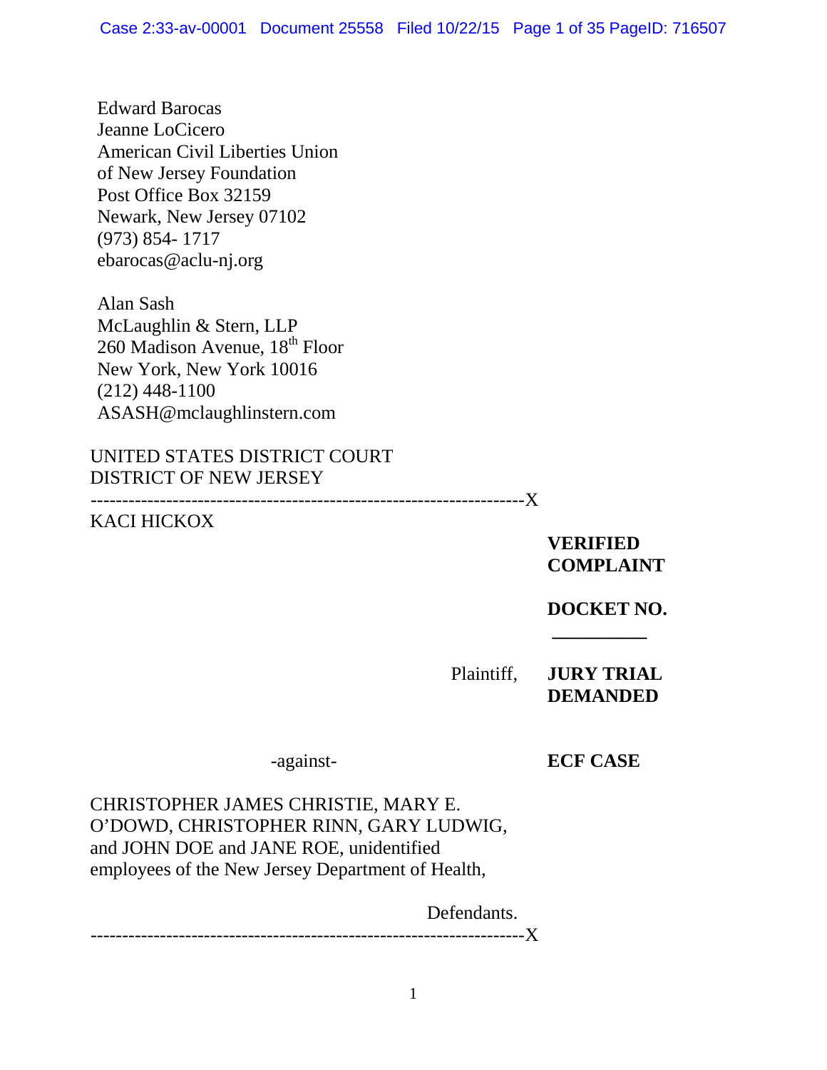Edward Barocas
Jeanne LoCicero
American Civil Liberties Union
of New Jersey Foundation
Post Office Box 32159
Newark, New Jersey 07102
(973) 854- 1717
ebarocas@aclu-nj.org

Alan Sash
McLaughlin & Stern, LLP
260 Madison Avenue, 18th Floor
New York, New York 10016
(212) 448-1100
ASASH@mclaughlinstern.com

UNITED STATES DISTRICT COURT
DISTRICT OF NEW JERSEY

---

KACI HICKOX,

Plaintiff,

-against-

CHRISTOPHER JAMES CHRISTIE, MARY E. O'DOWD, CHRISTOPHER RINN, GARY LUDWIG, and JOHN DOE and JANE ROE, unidentified employees of the New Jersey Department of Health,

Defendants.

---

**VERIFIED COMPLAINT**

**DOCKET NO.** __________

**JURY TRIAL DEMANDED**

**ECF CASE**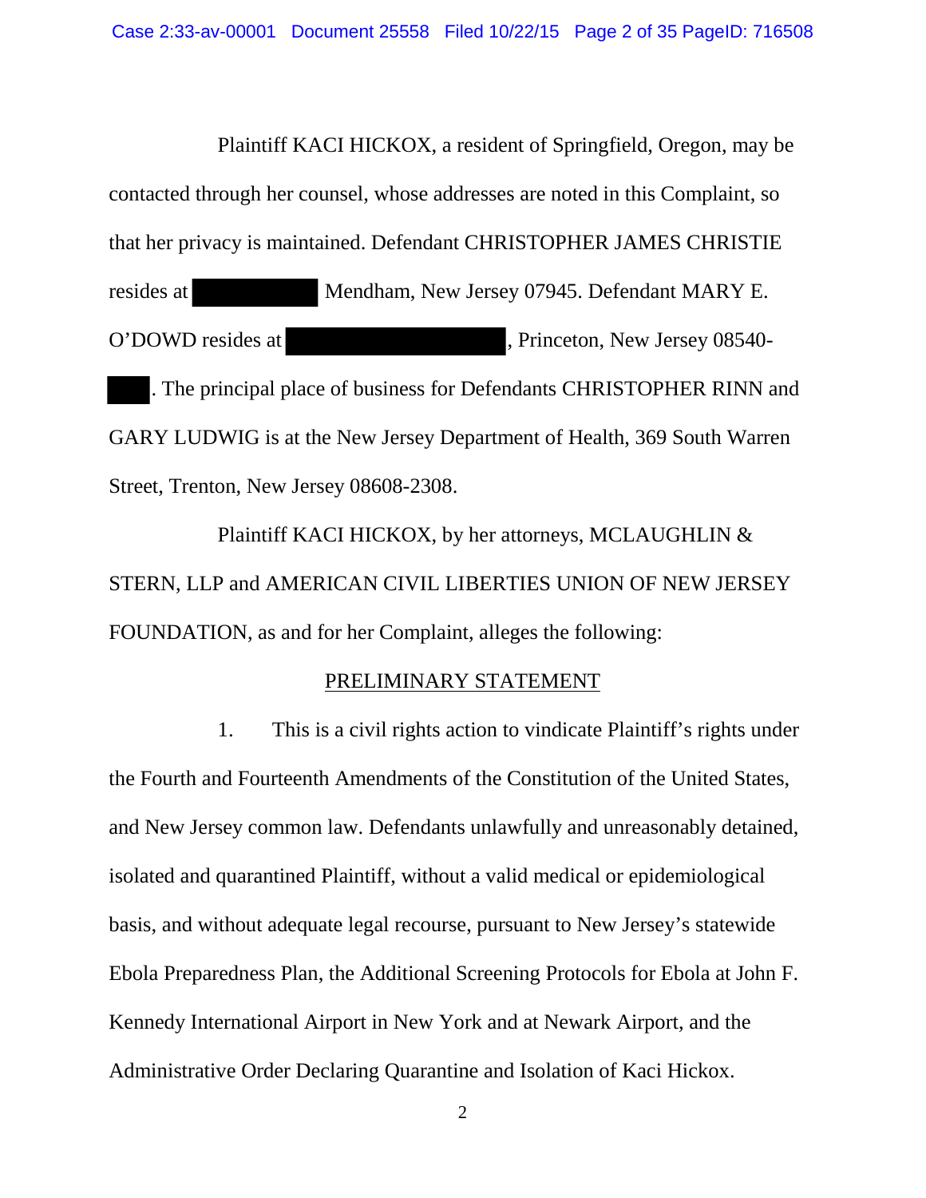Plaintiff KACI HICKOX, a resident of Springfield, Oregon, may be contacted through her counsel, whose addresses are noted in this Complaint, so that her privacy is maintained. Defendant CHRISTOPHER JAMES CHRISTIE resides at ██████████ Mendham, New Jersey 07945. Defendant MARY E. O'DOWD resides at ██████████████████, Princeton, New Jersey 08540-███. The principal place of business for Defendants CHRISTOPHER RINN and GARY LUDWIG is at the New Jersey Department of Health, 369 South Warren Street, Trenton, New Jersey 08608-2308.

Plaintiff KACI HICKOX, by her attorneys, MCLAUGHLIN & STERN, LLP and AMERICAN CIVIL LIBERTIES UNION OF NEW JERSEY FOUNDATION, as and for her Complaint, alleges the following:

## PRELIMINARY STATEMENT

1. This is a civil rights action to vindicate Plaintiff's rights under the Fourth and Fourteenth Amendments of the Constitution of the United States, and New Jersey common law. Defendants unlawfully and unreasonably detained, isolated and quarantined Plaintiff, without a valid medical or epidemiological basis, and without adequate legal recourse, pursuant to New Jersey's statewide Ebola Preparedness Plan, the Additional Screening Protocols for Ebola at John F. Kennedy International Airport in New York and at Newark Airport, and the Administrative Order Declaring Quarantine and Isolation of Kaci Hickox.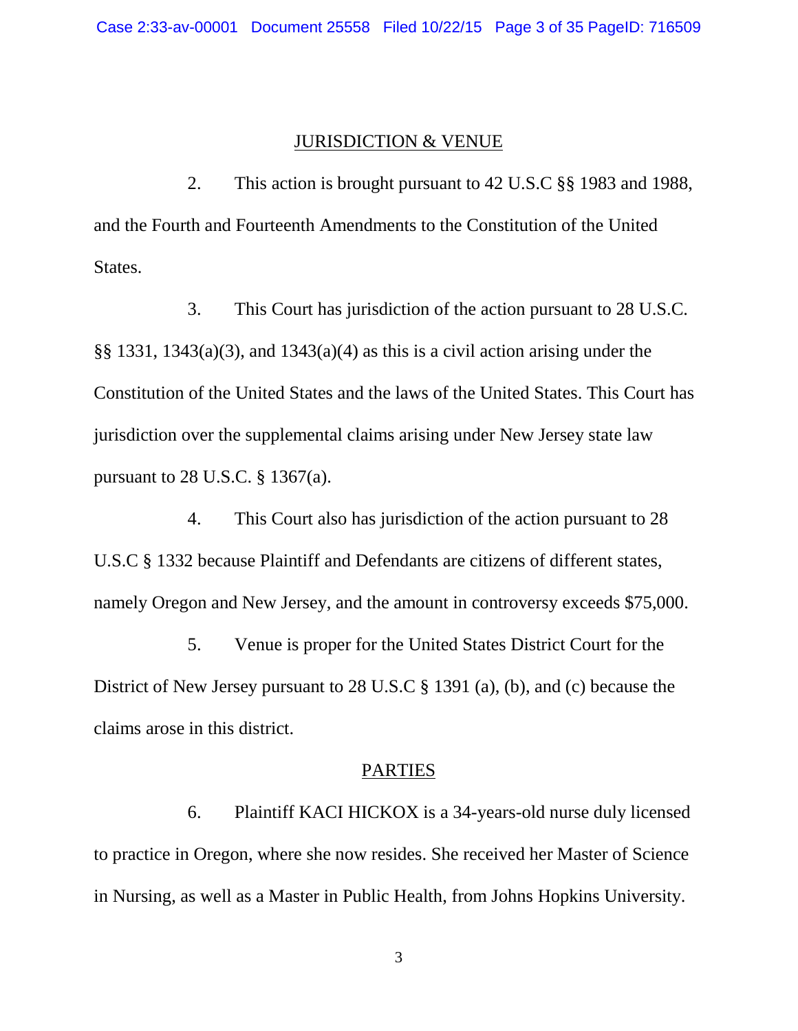## JURISDICTION & VENUE

2. This action is brought pursuant to 42 U.S.C §§ 1983 and 1988, and the Fourth and Fourteenth Amendments to the Constitution of the United States.

3. This Court has jurisdiction of the action pursuant to 28 U.S.C. §§ 1331, 1343(a)(3), and 1343(a)(4) as this is a civil action arising under the Constitution of the United States and the laws of the United States. This Court has jurisdiction over the supplemental claims arising under New Jersey state law pursuant to 28 U.S.C. § 1367(a).

4. This Court also has jurisdiction of the action pursuant to 28 U.S.C § 1332 because Plaintiff and Defendants are citizens of different states, namely Oregon and New Jersey, and the amount in controversy exceeds $75,000.

5. Venue is proper for the United States District Court for the District of New Jersey pursuant to 28 U.S.C § 1391 (a), (b), and (c) because the claims arose in this district.

## PARTIES

6. Plaintiff KACI HICKOX is a 34-years-old nurse duly licensed to practice in Oregon, where she now resides. She received her Master of Science in Nursing, as well as a Master in Public Health, from Johns Hopkins University.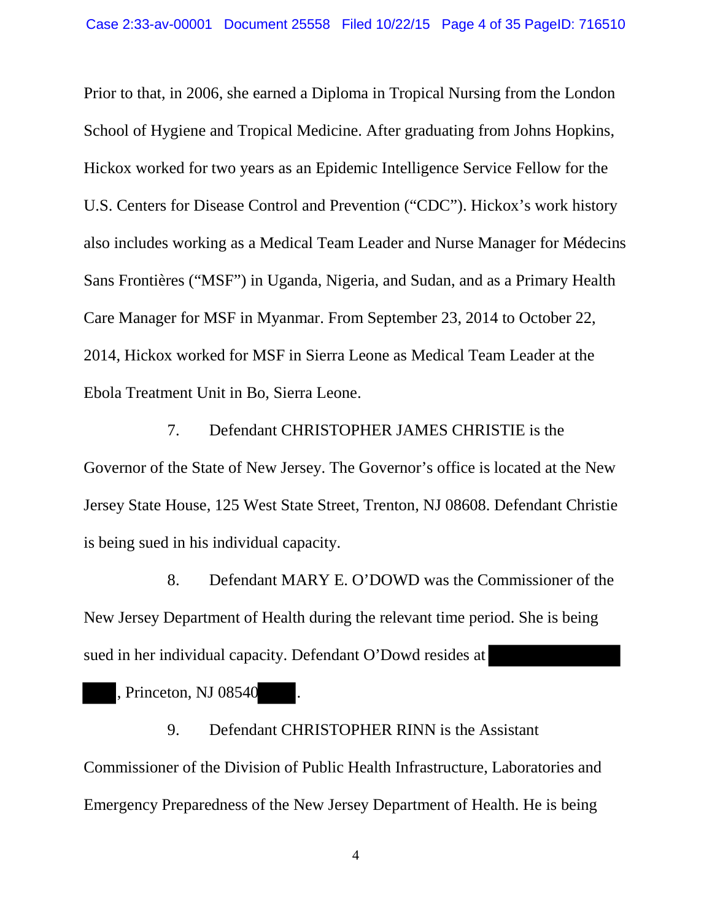Prior to that, in 2006, she earned a Diploma in Tropical Nursing from the London School of Hygiene and Tropical Medicine. After graduating from Johns Hopkins, Hickox worked for two years as an Epidemic Intelligence Service Fellow for the U.S. Centers for Disease Control and Prevention ("CDC"). Hickox's work history also includes working as a Medical Team Leader and Nurse Manager for Médecins Sans Frontières ("MSF") in Uganda, Nigeria, and Sudan, and as a Primary Health Care Manager for MSF in Myanmar. From September 23, 2014 to October 22, 2014, Hickox worked for MSF in Sierra Leone as Medical Team Leader at the Ebola Treatment Unit in Bo, Sierra Leone.

7. Defendant CHRISTOPHER JAMES CHRISTIE is the Governor of the State of New Jersey. The Governor's office is located at the New Jersey State House, 125 West State Street, Trenton, NJ 08608. Defendant Christie is being sued in his individual capacity.

8. Defendant MARY E. O'DOWD was the Commissioner of the New Jersey Department of Health during the relevant time period. She is being sued in her individual capacity. Defendant O'Dowd resides at [REDACTED] [REDACTED], Princeton, NJ 08540[REDACTED].

9. Defendant CHRISTOPHER RINN is the Assistant Commissioner of the Division of Public Health Infrastructure, Laboratories and Emergency Preparedness of the New Jersey Department of Health. He is being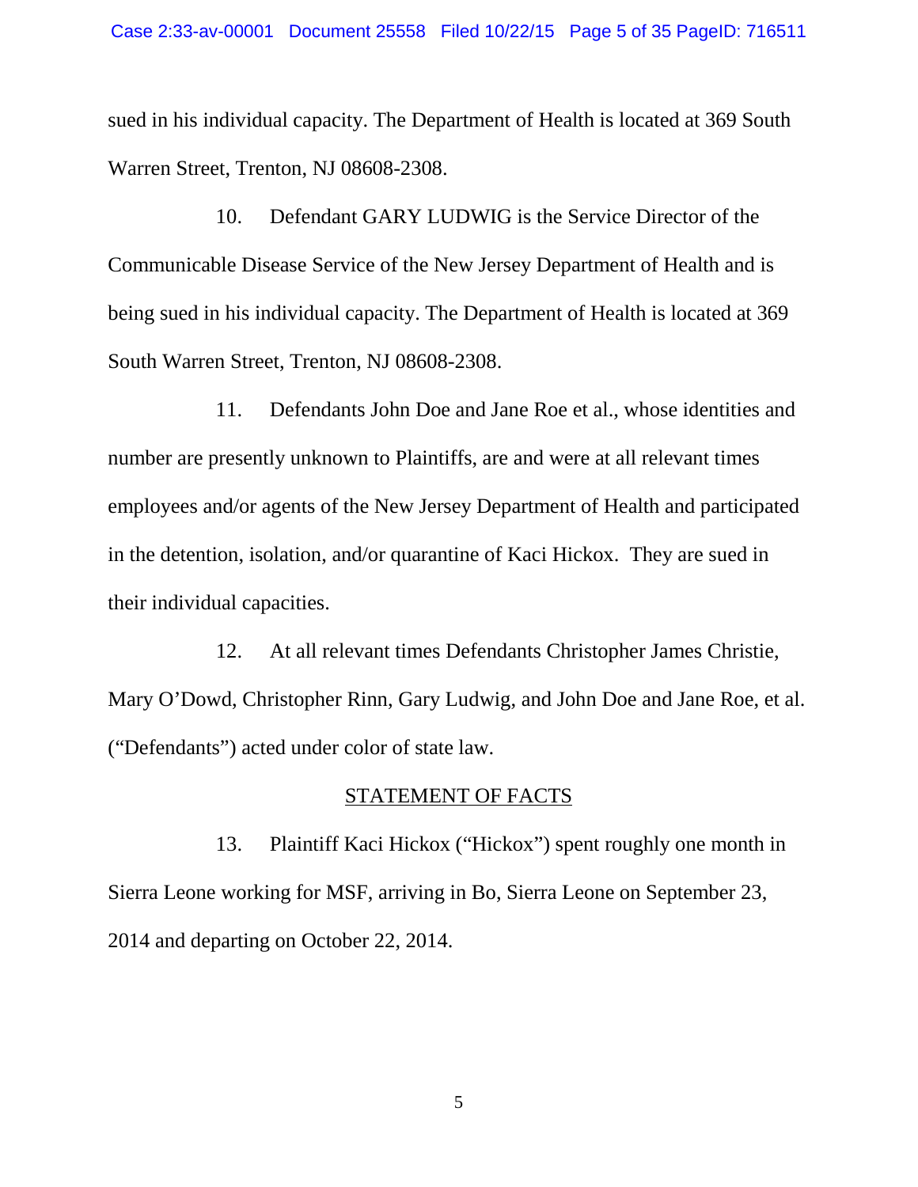sued in his individual capacity. The Department of Health is located at 369 South Warren Street, Trenton, NJ 08608-2308.

10. Defendant GARY LUDWIG is the Service Director of the Communicable Disease Service of the New Jersey Department of Health and is being sued in his individual capacity. The Department of Health is located at 369 South Warren Street, Trenton, NJ 08608-2308.

11. Defendants John Doe and Jane Roe et al., whose identities and number are presently unknown to Plaintiffs, are and were at all relevant times employees and/or agents of the New Jersey Department of Health and participated in the detention, isolation, and/or quarantine of Kaci Hickox. They are sued in their individual capacities.

12. At all relevant times Defendants Christopher James Christie, Mary O'Dowd, Christopher Rinn, Gary Ludwig, and John Doe and Jane Roe, et al. ("Defendants") acted under color of state law.

## STATEMENT OF FACTS

13. Plaintiff Kaci Hickox ("Hickox") spent roughly one month in Sierra Leone working for MSF, arriving in Bo, Sierra Leone on September 23, 2014 and departing on October 22, 2014.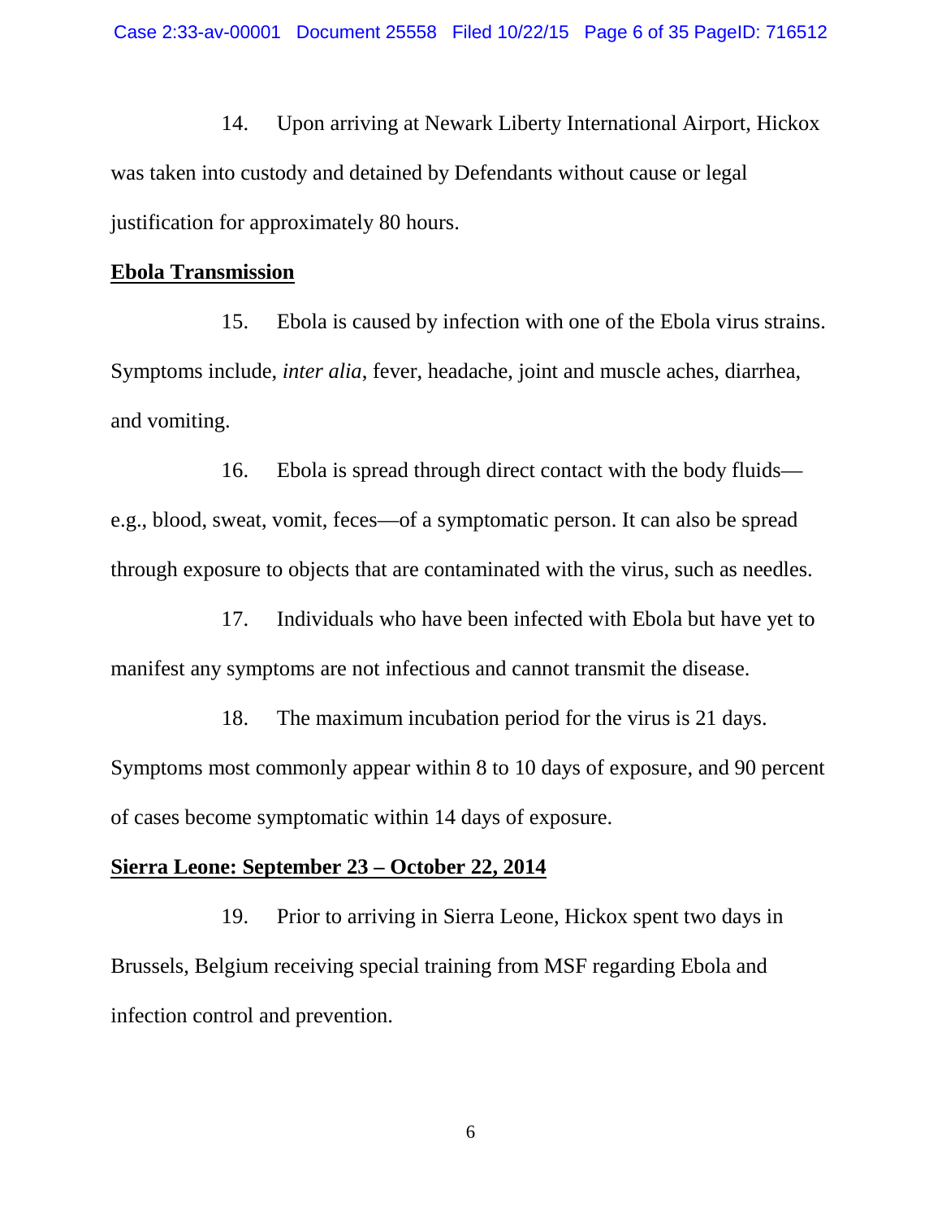14. Upon arriving at Newark Liberty International Airport, Hickox was taken into custody and detained by Defendants without cause or legal justification for approximately 80 hours.

**<u>Ebola Transmission</u>**

15. Ebola is caused by infection with one of the Ebola virus strains. Symptoms include, *inter alia*, fever, headache, joint and muscle aches, diarrhea, and vomiting.

16. Ebola is spread through direct contact with the body fluids—e.g., blood, sweat, vomit, feces—of a symptomatic person. It can also be spread through exposure to objects that are contaminated with the virus, such as needles.

17. Individuals who have been infected with Ebola but have yet to manifest any symptoms are not infectious and cannot transmit the disease.

18. The maximum incubation period for the virus is 21 days. Symptoms most commonly appear within 8 to 10 days of exposure, and 90 percent of cases become symptomatic within 14 days of exposure.

**<u>Sierra Leone: September 23 – October 22, 2014</u>**

19. Prior to arriving in Sierra Leone, Hickox spent two days in Brussels, Belgium receiving special training from MSF regarding Ebola and infection control and prevention.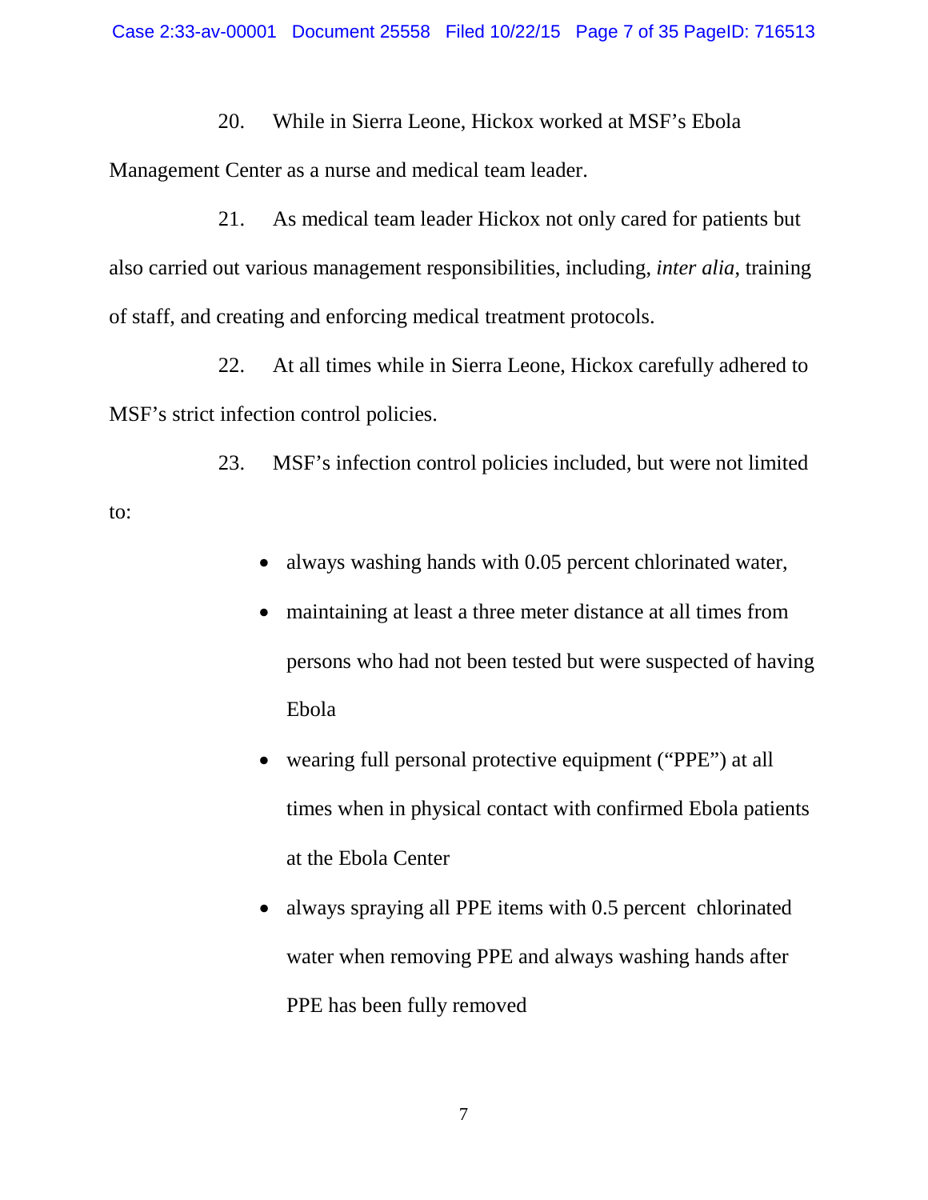20. While in Sierra Leone, Hickox worked at MSF's Ebola Management Center as a nurse and medical team leader.

21. As medical team leader Hickox not only cared for patients but also carried out various management responsibilities, including, *inter alia*, training of staff, and creating and enforcing medical treatment protocols.

22. At all times while in Sierra Leone, Hickox carefully adhered to MSF's strict infection control policies.

23. MSF's infection control policies included, but were not limited to:

- always washing hands with 0.05 percent chlorinated water,
- maintaining at least a three meter distance at all times from persons who had not been tested but were suspected of having Ebola
- wearing full personal protective equipment ("PPE") at all times when in physical contact with confirmed Ebola patients at the Ebola Center
- always spraying all PPE items with 0.5 percent chlorinated water when removing PPE and always washing hands after PPE has been fully removed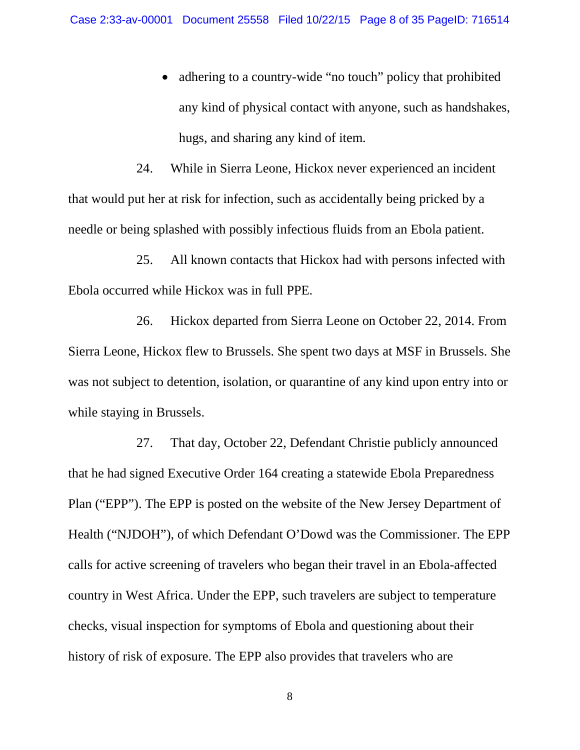- adhering to a country-wide "no touch" policy that prohibited any kind of physical contact with anyone, such as handshakes, hugs, and sharing any kind of item.

24. While in Sierra Leone, Hickox never experienced an incident that would put her at risk for infection, such as accidentally being pricked by a needle or being splashed with possibly infectious fluids from an Ebola patient.

25. All known contacts that Hickox had with persons infected with Ebola occurred while Hickox was in full PPE.

26. Hickox departed from Sierra Leone on October 22, 2014. From Sierra Leone, Hickox flew to Brussels. She spent two days at MSF in Brussels. She was not subject to detention, isolation, or quarantine of any kind upon entry into or while staying in Brussels.

27. That day, October 22, Defendant Christie publicly announced that he had signed Executive Order 164 creating a statewide Ebola Preparedness Plan ("EPP"). The EPP is posted on the website of the New Jersey Department of Health ("NJDOH"), of which Defendant O'Dowd was the Commissioner. The EPP calls for active screening of travelers who began their travel in an Ebola-affected country in West Africa. Under the EPP, such travelers are subject to temperature checks, visual inspection for symptoms of Ebola and questioning about their history of risk of exposure. The EPP also provides that travelers who are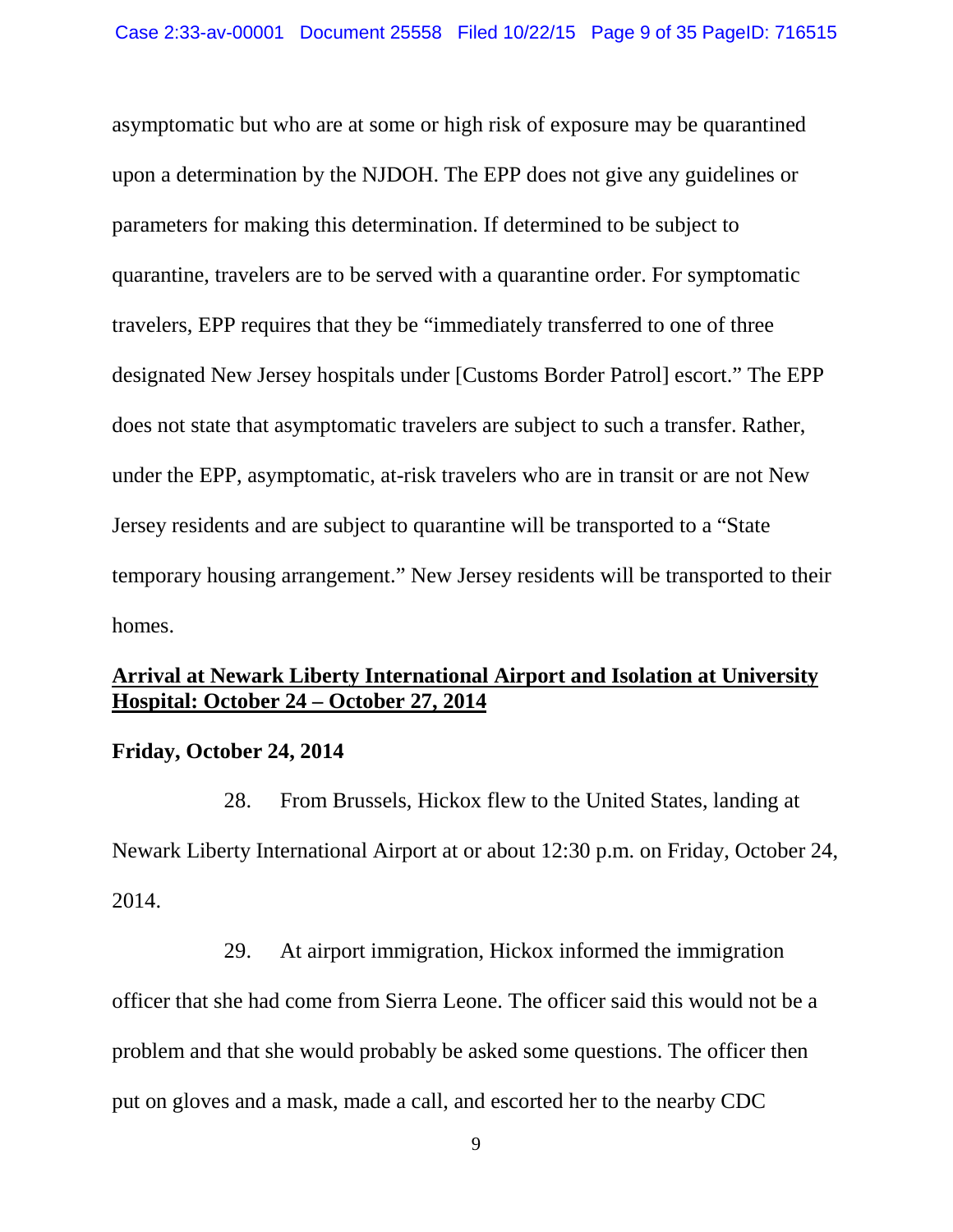asymptomatic but who are at some or high risk of exposure may be quarantined upon a determination by the NJDOH. The EPP does not give any guidelines or parameters for making this determination. If determined to be subject to quarantine, travelers are to be served with a quarantine order. For symptomatic travelers, EPP requires that they be "immediately transferred to one of three designated New Jersey hospitals under [Customs Border Patrol] escort." The EPP does not state that asymptomatic travelers are subject to such a transfer. Rather, under the EPP, asymptomatic, at-risk travelers who are in transit or are not New Jersey residents and are subject to quarantine will be transported to a "State temporary housing arrangement." New Jersey residents will be transported to their homes.

## Arrival at Newark Liberty International Airport and Isolation at University Hospital: October 24 – October 27, 2014

### Friday, October 24, 2014

28. From Brussels, Hickox flew to the United States, landing at Newark Liberty International Airport at or about 12:30 p.m. on Friday, October 24, 2014.

29. At airport immigration, Hickox informed the immigration officer that she had come from Sierra Leone. The officer said this would not be a problem and that she would probably be asked some questions. The officer then put on gloves and a mask, made a call, and escorted her to the nearby CDC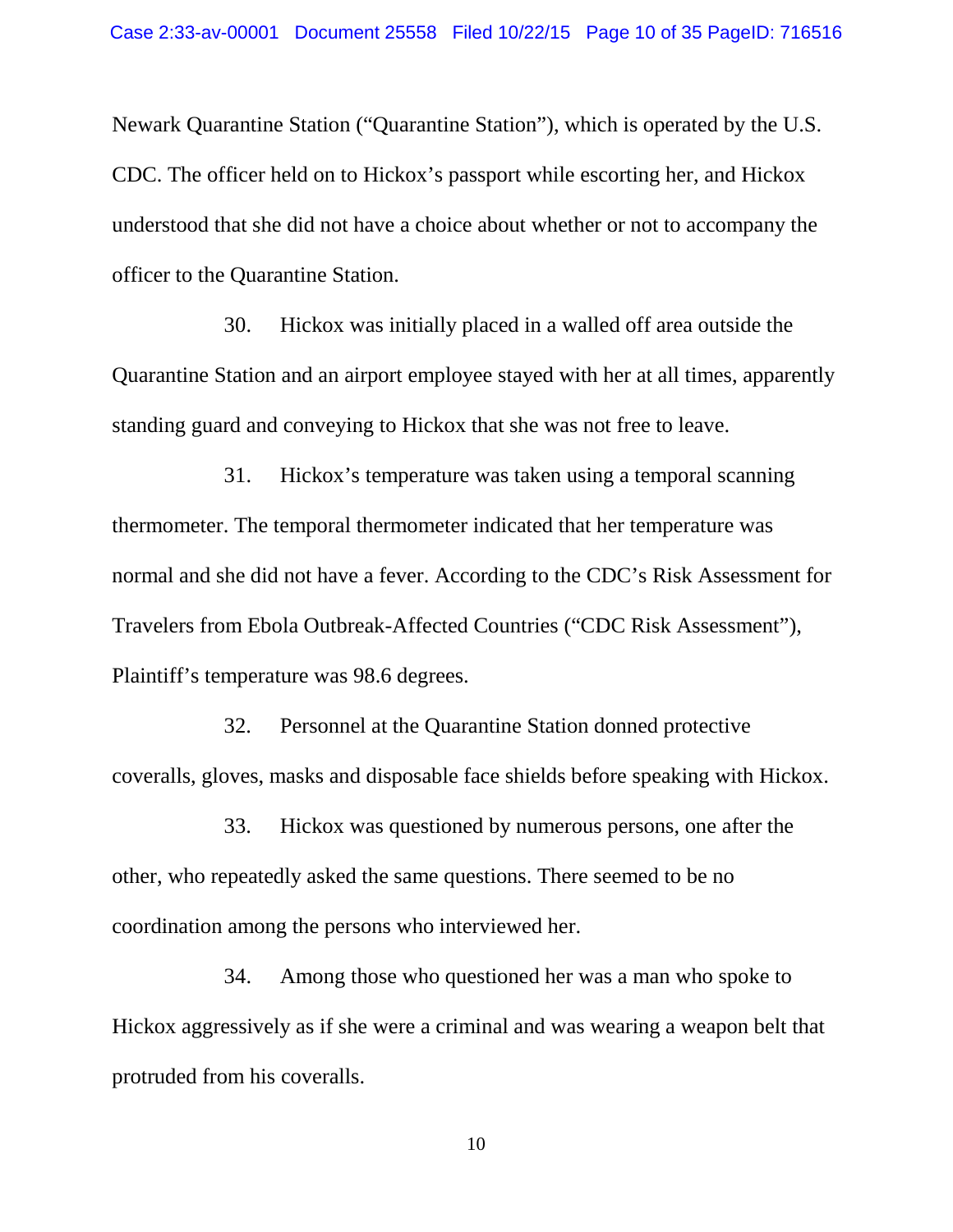Newark Quarantine Station ("Quarantine Station"), which is operated by the U.S. CDC. The officer held on to Hickox's passport while escorting her, and Hickox understood that she did not have a choice about whether or not to accompany the officer to the Quarantine Station.

30. Hickox was initially placed in a walled off area outside the Quarantine Station and an airport employee stayed with her at all times, apparently standing guard and conveying to Hickox that she was not free to leave.

31. Hickox's temperature was taken using a temporal scanning thermometer. The temporal thermometer indicated that her temperature was normal and she did not have a fever. According to the CDC's Risk Assessment for Travelers from Ebola Outbreak-Affected Countries ("CDC Risk Assessment"), Plaintiff's temperature was 98.6 degrees.

32. Personnel at the Quarantine Station donned protective coveralls, gloves, masks and disposable face shields before speaking with Hickox.

33. Hickox was questioned by numerous persons, one after the other, who repeatedly asked the same questions. There seemed to be no coordination among the persons who interviewed her.

34. Among those who questioned her was a man who spoke to Hickox aggressively as if she were a criminal and was wearing a weapon belt that protruded from his coveralls.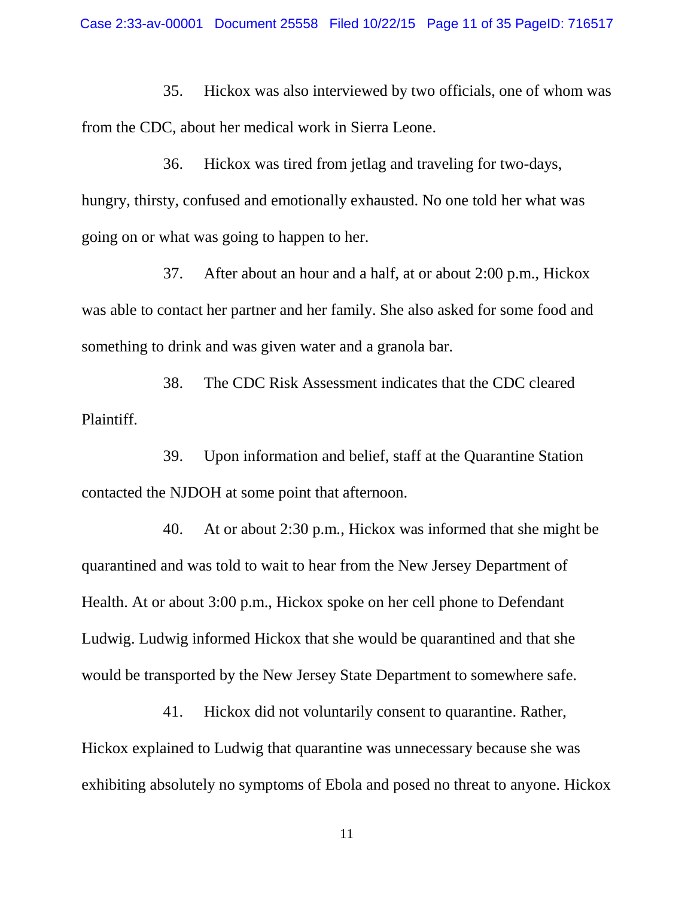35. Hickox was also interviewed by two officials, one of whom was from the CDC, about her medical work in Sierra Leone.

36. Hickox was tired from jetlag and traveling for two-days, hungry, thirsty, confused and emotionally exhausted. No one told her what was going on or what was going to happen to her.

37. After about an hour and a half, at or about 2:00 p.m., Hickox was able to contact her partner and her family. She also asked for some food and something to drink and was given water and a granola bar.

38. The CDC Risk Assessment indicates that the CDC cleared Plaintiff.

39. Upon information and belief, staff at the Quarantine Station contacted the NJDOH at some point that afternoon.

40. At or about 2:30 p.m., Hickox was informed that she might be quarantined and was told to wait to hear from the New Jersey Department of Health. At or about 3:00 p.m., Hickox spoke on her cell phone to Defendant Ludwig. Ludwig informed Hickox that she would be quarantined and that she would be transported by the New Jersey State Department to somewhere safe.

41. Hickox did not voluntarily consent to quarantine. Rather, Hickox explained to Ludwig that quarantine was unnecessary because she was exhibiting absolutely no symptoms of Ebola and posed no threat to anyone. Hickox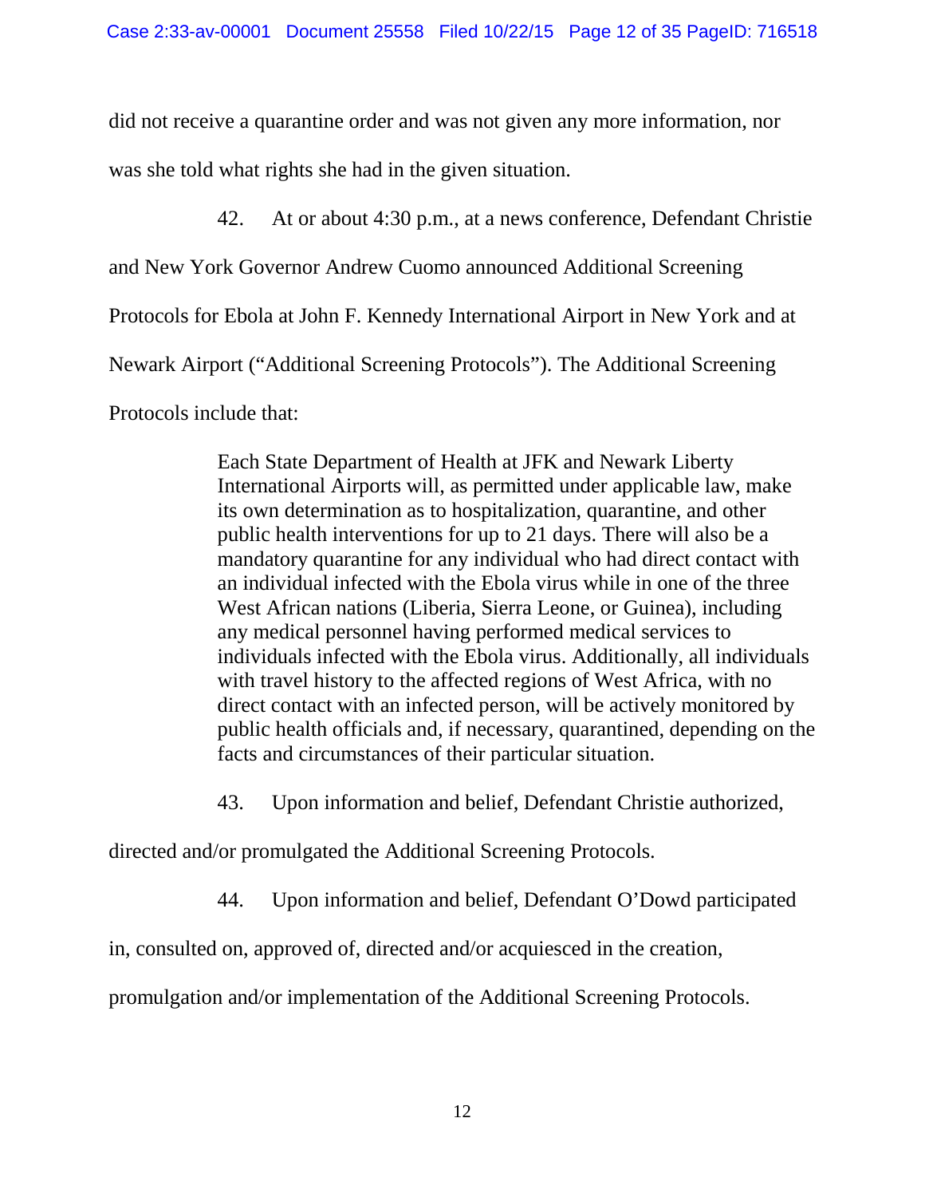did not receive a quarantine order and was not given any more information, nor was she told what rights she had in the given situation.

42. At or about 4:30 p.m., at a news conference, Defendant Christie and New York Governor Andrew Cuomo announced Additional Screening Protocols for Ebola at John F. Kennedy International Airport in New York and at Newark Airport ("Additional Screening Protocols"). The Additional Screening Protocols include that:

> Each State Department of Health at JFK and Newark Liberty International Airports will, as permitted under applicable law, make its own determination as to hospitalization, quarantine, and other public health interventions for up to 21 days. There will also be a mandatory quarantine for any individual who had direct contact with an individual infected with the Ebola virus while in one of the three West African nations (Liberia, Sierra Leone, or Guinea), including any medical personnel having performed medical services to individuals infected with the Ebola virus. Additionally, all individuals with travel history to the affected regions of West Africa, with no direct contact with an infected person, will be actively monitored by public health officials and, if necessary, quarantined, depending on the facts and circumstances of their particular situation.

43. Upon information and belief, Defendant Christie authorized, directed and/or promulgated the Additional Screening Protocols.

44. Upon information and belief, Defendant O'Dowd participated in, consulted on, approved of, directed and/or acquiesced in the creation, promulgation and/or implementation of the Additional Screening Protocols.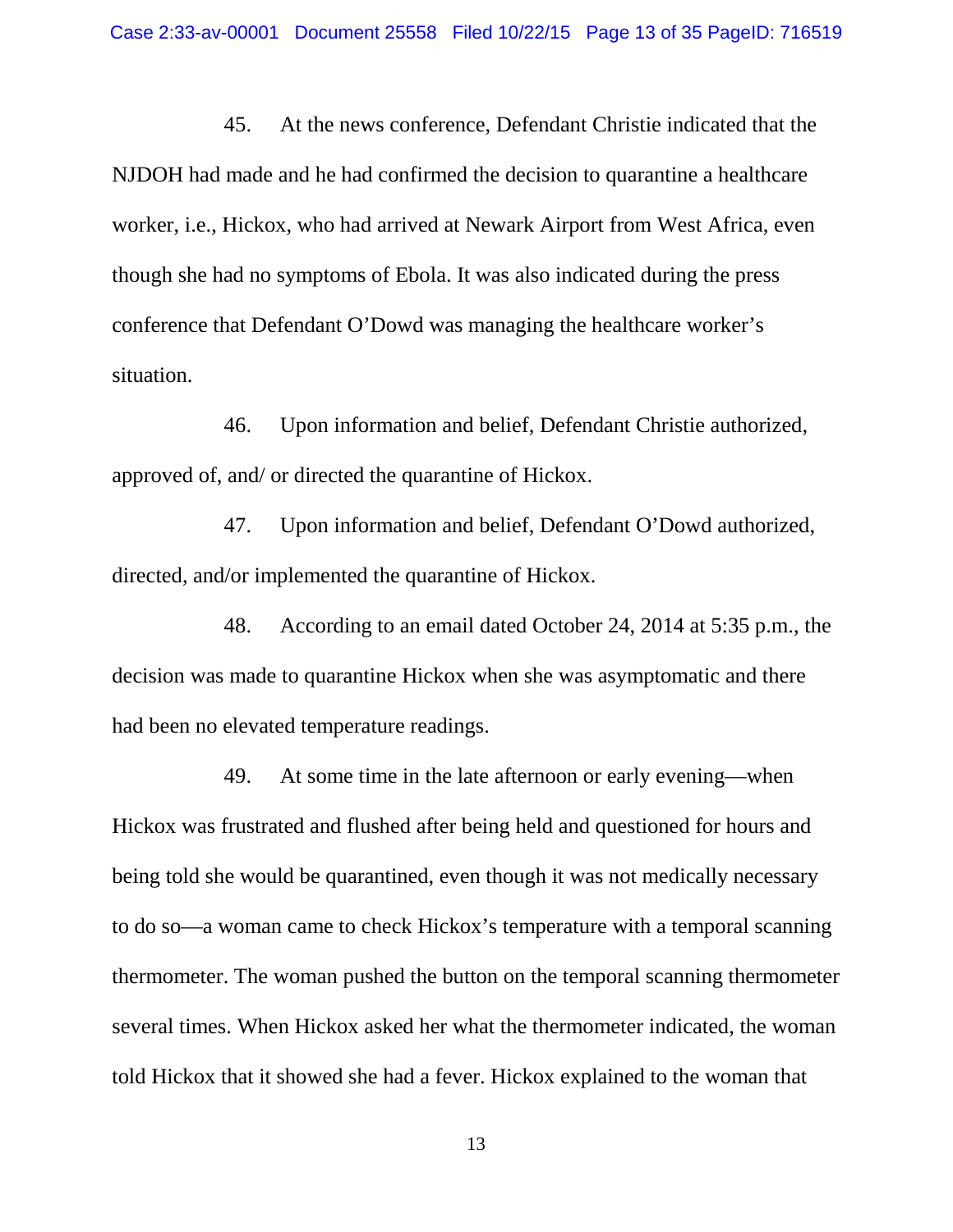45. At the news conference, Defendant Christie indicated that the NJDOH had made and he had confirmed the decision to quarantine a healthcare worker, i.e., Hickox, who had arrived at Newark Airport from West Africa, even though she had no symptoms of Ebola. It was also indicated during the press conference that Defendant O'Dowd was managing the healthcare worker's situation.

46. Upon information and belief, Defendant Christie authorized, approved of, and/ or directed the quarantine of Hickox.

47. Upon information and belief, Defendant O'Dowd authorized, directed, and/or implemented the quarantine of Hickox.

48. According to an email dated October 24, 2014 at 5:35 p.m., the decision was made to quarantine Hickox when she was asymptomatic and there had been no elevated temperature readings.

49. At some time in the late afternoon or early evening—when Hickox was frustrated and flushed after being held and questioned for hours and being told she would be quarantined, even though it was not medically necessary to do so—a woman came to check Hickox's temperature with a temporal scanning thermometer. The woman pushed the button on the temporal scanning thermometer several times. When Hickox asked her what the thermometer indicated, the woman told Hickox that it showed she had a fever. Hickox explained to the woman that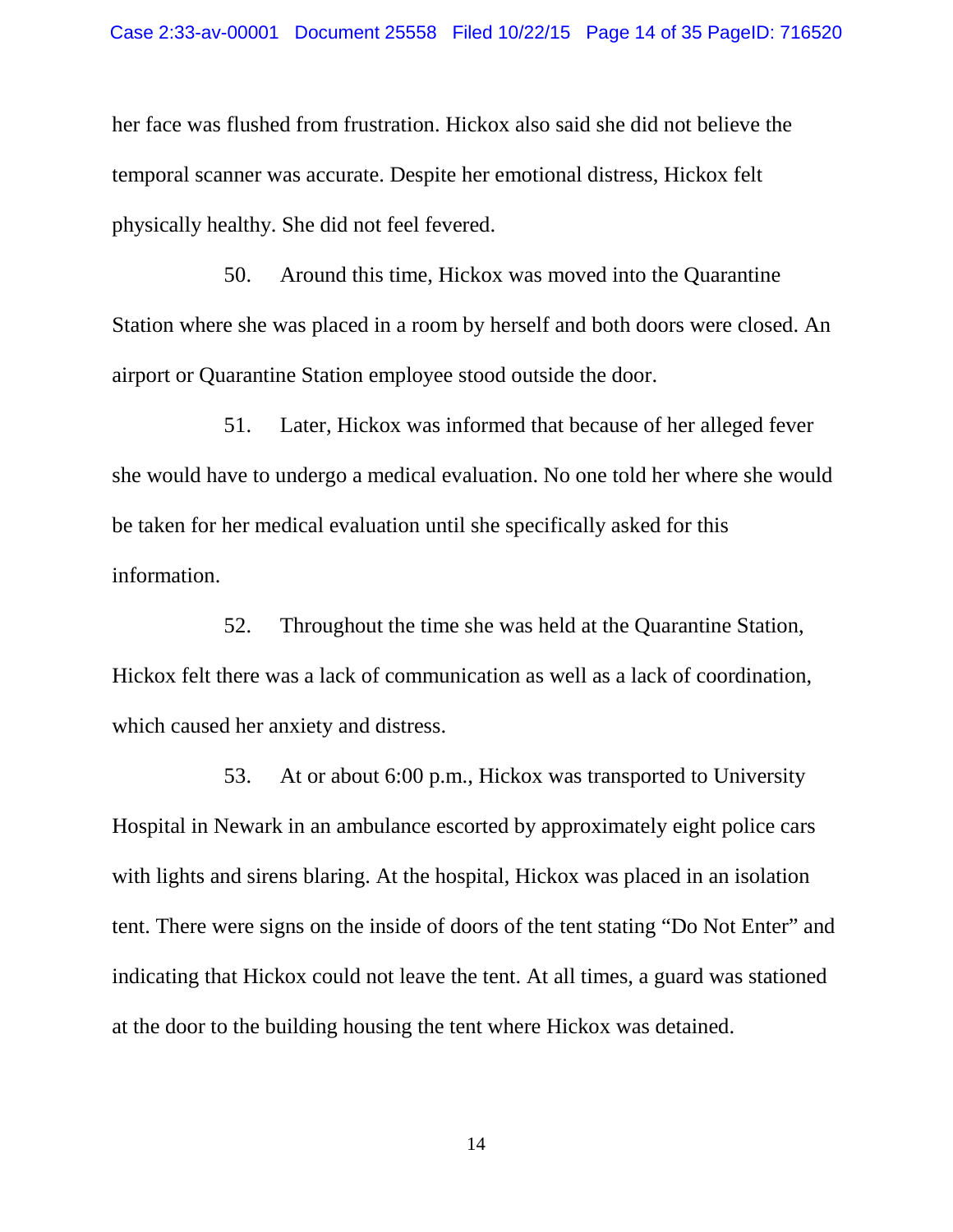her face was flushed from frustration. Hickox also said she did not believe the temporal scanner was accurate. Despite her emotional distress, Hickox felt physically healthy. She did not feel fevered.

50. Around this time, Hickox was moved into the Quarantine Station where she was placed in a room by herself and both doors were closed. An airport or Quarantine Station employee stood outside the door.

51. Later, Hickox was informed that because of her alleged fever she would have to undergo a medical evaluation. No one told her where she would be taken for her medical evaluation until she specifically asked for this information.

52. Throughout the time she was held at the Quarantine Station, Hickox felt there was a lack of communication as well as a lack of coordination, which caused her anxiety and distress.

53. At or about 6:00 p.m., Hickox was transported to University Hospital in Newark in an ambulance escorted by approximately eight police cars with lights and sirens blaring. At the hospital, Hickox was placed in an isolation tent. There were signs on the inside of doors of the tent stating "Do Not Enter" and indicating that Hickox could not leave the tent. At all times, a guard was stationed at the door to the building housing the tent where Hickox was detained.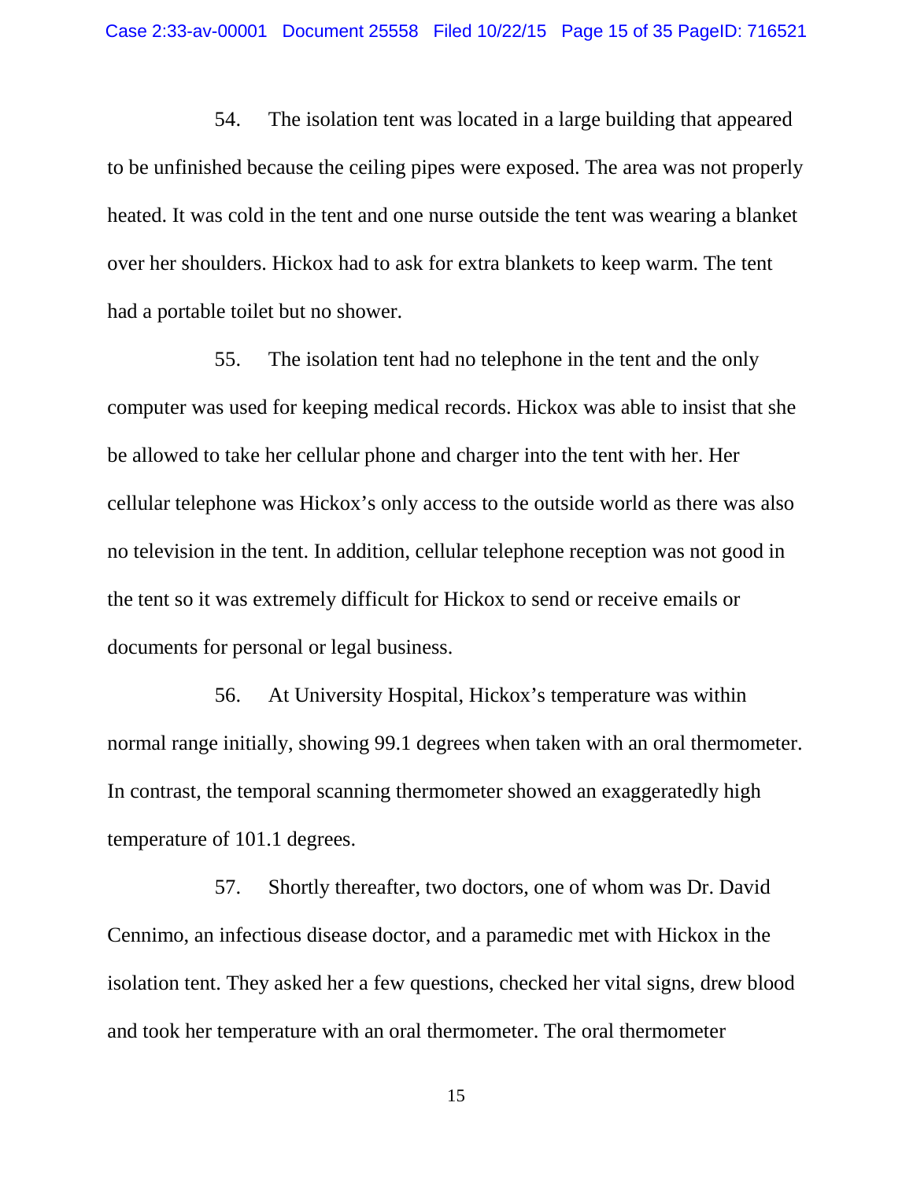54. The isolation tent was located in a large building that appeared to be unfinished because the ceiling pipes were exposed. The area was not properly heated. It was cold in the tent and one nurse outside the tent was wearing a blanket over her shoulders. Hickox had to ask for extra blankets to keep warm. The tent had a portable toilet but no shower.

55. The isolation tent had no telephone in the tent and the only computer was used for keeping medical records. Hickox was able to insist that she be allowed to take her cellular phone and charger into the tent with her. Her cellular telephone was Hickox's only access to the outside world as there was also no television in the tent. In addition, cellular telephone reception was not good in the tent so it was extremely difficult for Hickox to send or receive emails or documents for personal or legal business.

56. At University Hospital, Hickox's temperature was within normal range initially, showing 99.1 degrees when taken with an oral thermometer. In contrast, the temporal scanning thermometer showed an exaggeratedly high temperature of 101.1 degrees.

57. Shortly thereafter, two doctors, one of whom was Dr. David Cennimo, an infectious disease doctor, and a paramedic met with Hickox in the isolation tent. They asked her a few questions, checked her vital signs, drew blood and took her temperature with an oral thermometer. The oral thermometer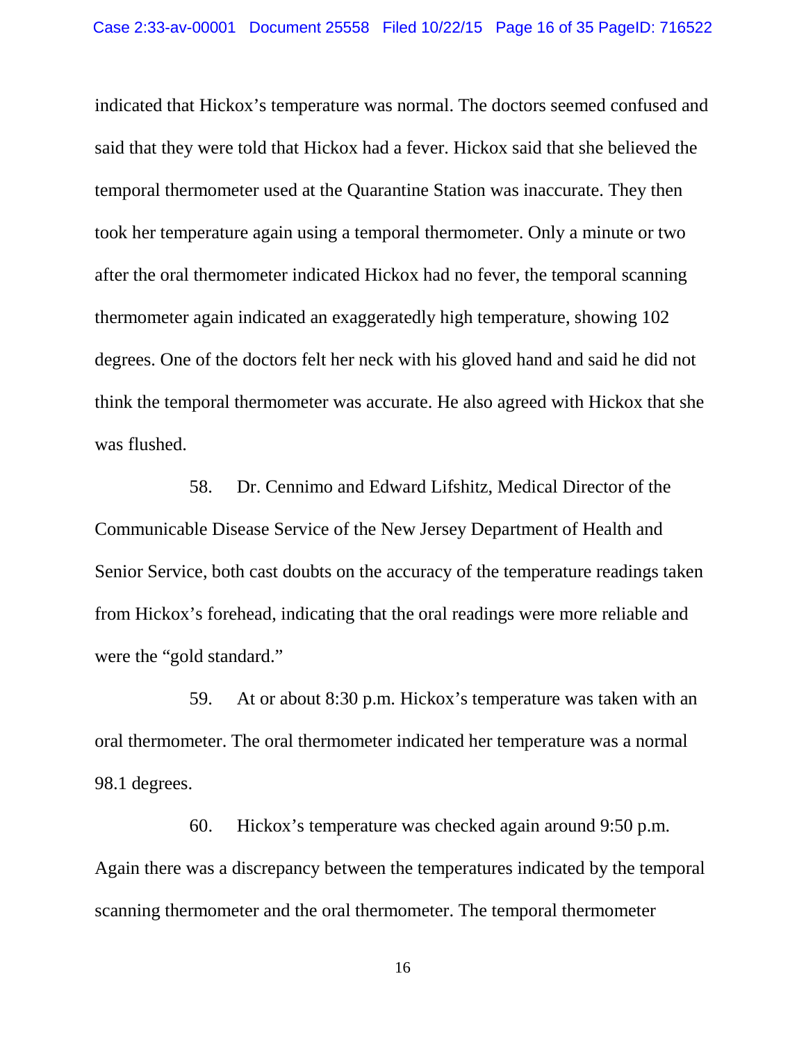indicated that Hickox's temperature was normal. The doctors seemed confused and said that they were told that Hickox had a fever. Hickox said that she believed the temporal thermometer used at the Quarantine Station was inaccurate. They then took her temperature again using a temporal thermometer. Only a minute or two after the oral thermometer indicated Hickox had no fever, the temporal scanning thermometer again indicated an exaggeratedly high temperature, showing 102 degrees. One of the doctors felt her neck with his gloved hand and said he did not think the temporal thermometer was accurate. He also agreed with Hickox that she was flushed.

58. Dr. Cennimo and Edward Lifshitz, Medical Director of the Communicable Disease Service of the New Jersey Department of Health and Senior Service, both cast doubts on the accuracy of the temperature readings taken from Hickox's forehead, indicating that the oral readings were more reliable and were the "gold standard."

59. At or about 8:30 p.m. Hickox's temperature was taken with an oral thermometer. The oral thermometer indicated her temperature was a normal 98.1 degrees.

60. Hickox's temperature was checked again around 9:50 p.m. Again there was a discrepancy between the temperatures indicated by the temporal scanning thermometer and the oral thermometer. The temporal thermometer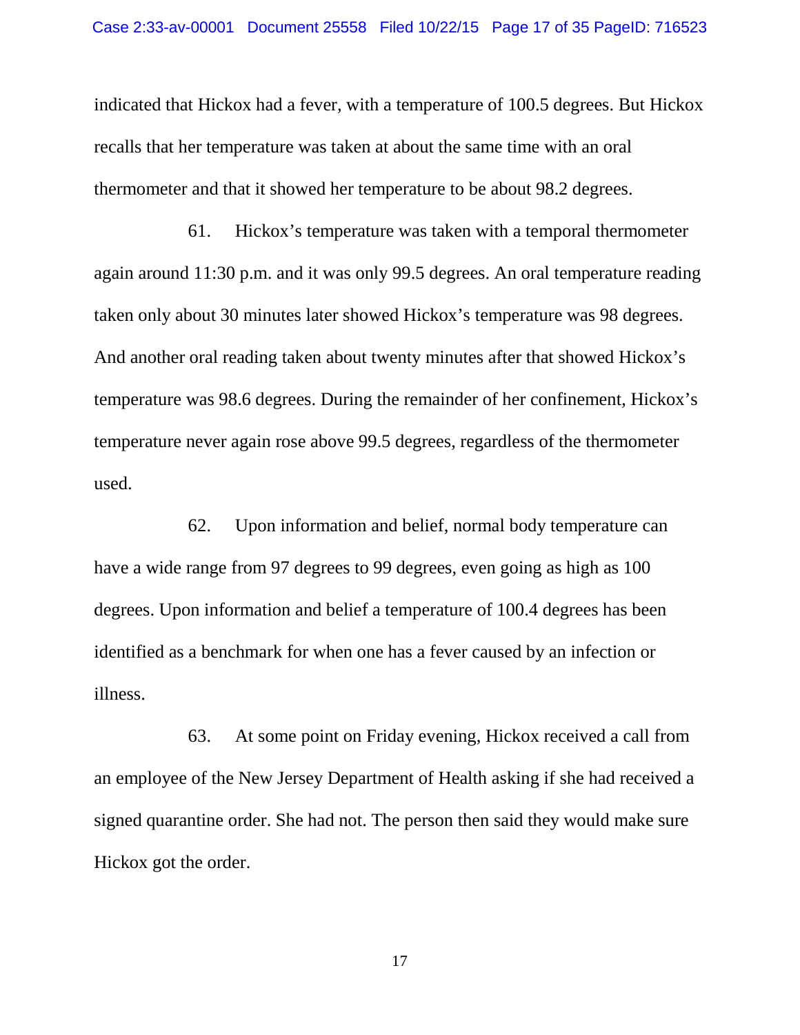indicated that Hickox had a fever, with a temperature of 100.5 degrees. But Hickox recalls that her temperature was taken at about the same time with an oral thermometer and that it showed her temperature to be about 98.2 degrees.

61. Hickox's temperature was taken with a temporal thermometer again around 11:30 p.m. and it was only 99.5 degrees. An oral temperature reading taken only about 30 minutes later showed Hickox's temperature was 98 degrees. And another oral reading taken about twenty minutes after that showed Hickox's temperature was 98.6 degrees. During the remainder of her confinement, Hickox's temperature never again rose above 99.5 degrees, regardless of the thermometer used.

62. Upon information and belief, normal body temperature can have a wide range from 97 degrees to 99 degrees, even going as high as 100 degrees. Upon information and belief a temperature of 100.4 degrees has been identified as a benchmark for when one has a fever caused by an infection or illness.

63. At some point on Friday evening, Hickox received a call from an employee of the New Jersey Department of Health asking if she had received a signed quarantine order. She had not. The person then said they would make sure Hickox got the order.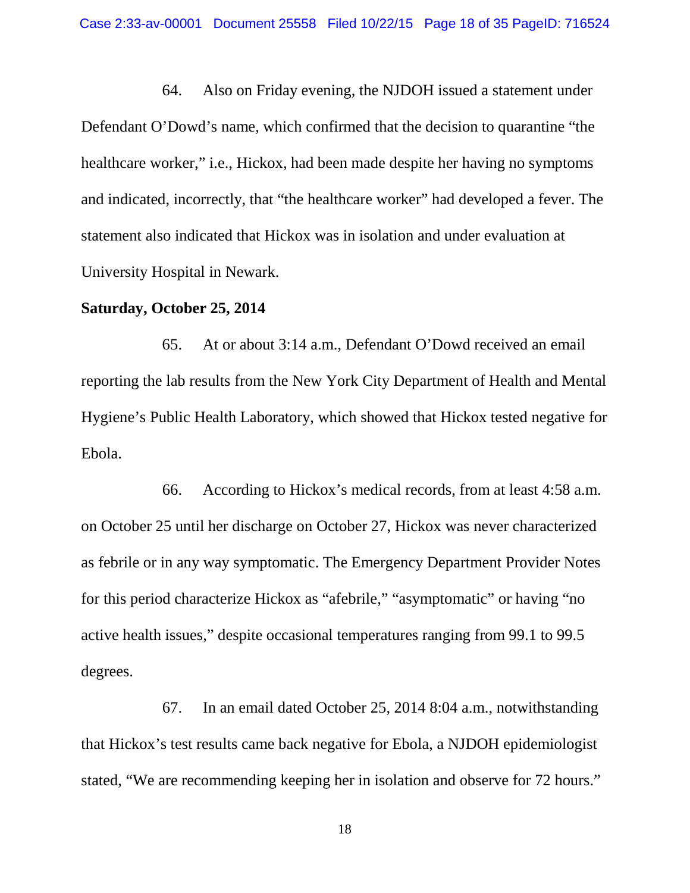64. Also on Friday evening, the NJDOH issued a statement under Defendant O'Dowd's name, which confirmed that the decision to quarantine "the healthcare worker," i.e., Hickox, had been made despite her having no symptoms and indicated, incorrectly, that "the healthcare worker" had developed a fever. The statement also indicated that Hickox was in isolation and under evaluation at University Hospital in Newark.

**Saturday, October 25, 2014**

65. At or about 3:14 a.m., Defendant O'Dowd received an email reporting the lab results from the New York City Department of Health and Mental Hygiene's Public Health Laboratory, which showed that Hickox tested negative for Ebola.

66. According to Hickox's medical records, from at least 4:58 a.m. on October 25 until her discharge on October 27, Hickox was never characterized as febrile or in any way symptomatic. The Emergency Department Provider Notes for this period characterize Hickox as "afebrile," "asymptomatic" or having "no active health issues," despite occasional temperatures ranging from 99.1 to 99.5 degrees.

67. In an email dated October 25, 2014 8:04 a.m., notwithstanding that Hickox's test results came back negative for Ebola, a NJDOH epidemiologist stated, "We are recommending keeping her in isolation and observe for 72 hours."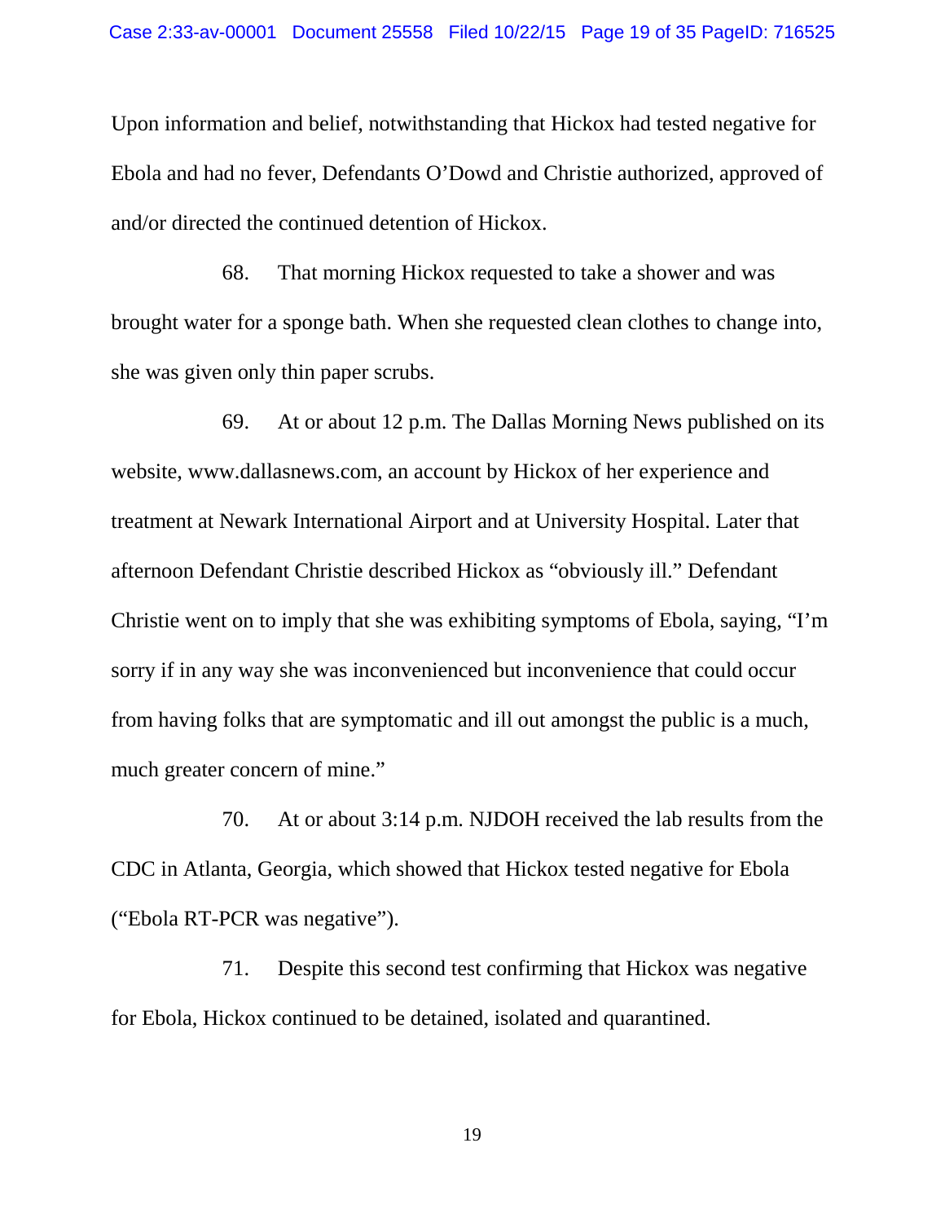Upon information and belief, notwithstanding that Hickox had tested negative for Ebola and had no fever, Defendants O'Dowd and Christie authorized, approved of and/or directed the continued detention of Hickox.

68. That morning Hickox requested to take a shower and was brought water for a sponge bath. When she requested clean clothes to change into, she was given only thin paper scrubs.

69. At or about 12 p.m. The Dallas Morning News published on its website, www.dallasnews.com, an account by Hickox of her experience and treatment at Newark International Airport and at University Hospital. Later that afternoon Defendant Christie described Hickox as "obviously ill." Defendant Christie went on to imply that she was exhibiting symptoms of Ebola, saying, "I'm sorry if in any way she was inconvenienced but inconvenience that could occur from having folks that are symptomatic and ill out amongst the public is a much, much greater concern of mine."

70. At or about 3:14 p.m. NJDOH received the lab results from the CDC in Atlanta, Georgia, which showed that Hickox tested negative for Ebola ("Ebola RT-PCR was negative").

71. Despite this second test confirming that Hickox was negative for Ebola, Hickox continued to be detained, isolated and quarantined.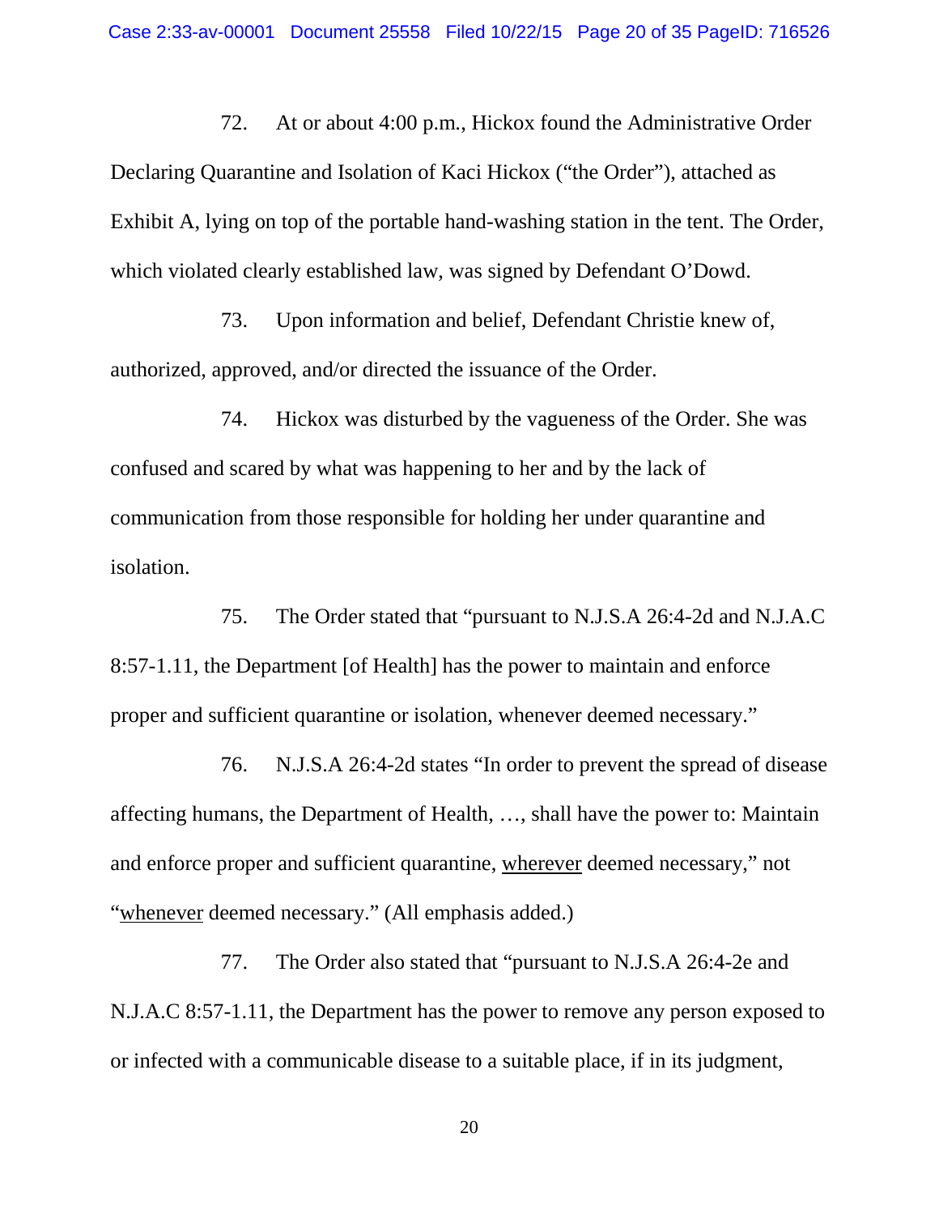72. At or about 4:00 p.m., Hickox found the Administrative Order Declaring Quarantine and Isolation of Kaci Hickox ("the Order"), attached as Exhibit A, lying on top of the portable hand-washing station in the tent. The Order, which violated clearly established law, was signed by Defendant O'Dowd.

73. Upon information and belief, Defendant Christie knew of, authorized, approved, and/or directed the issuance of the Order.

74. Hickox was disturbed by the vagueness of the Order. She was confused and scared by what was happening to her and by the lack of communication from those responsible for holding her under quarantine and isolation.

75. The Order stated that "pursuant to N.J.S.A 26:4-2d and N.J.A.C 8:57-1.11, the Department [of Health] has the power to maintain and enforce proper and sufficient quarantine or isolation, whenever deemed necessary."

76. N.J.S.A 26:4-2d states "In order to prevent the spread of disease affecting humans, the Department of Health, …, shall have the power to: Maintain and enforce proper and sufficient quarantine, <u>wherever</u> deemed necessary," not "<u>whenever</u> deemed necessary." (All emphasis added.)

77. The Order also stated that "pursuant to N.J.S.A 26:4-2e and N.J.A.C 8:57-1.11, the Department has the power to remove any person exposed to or infected with a communicable disease to a suitable place, if in its judgment,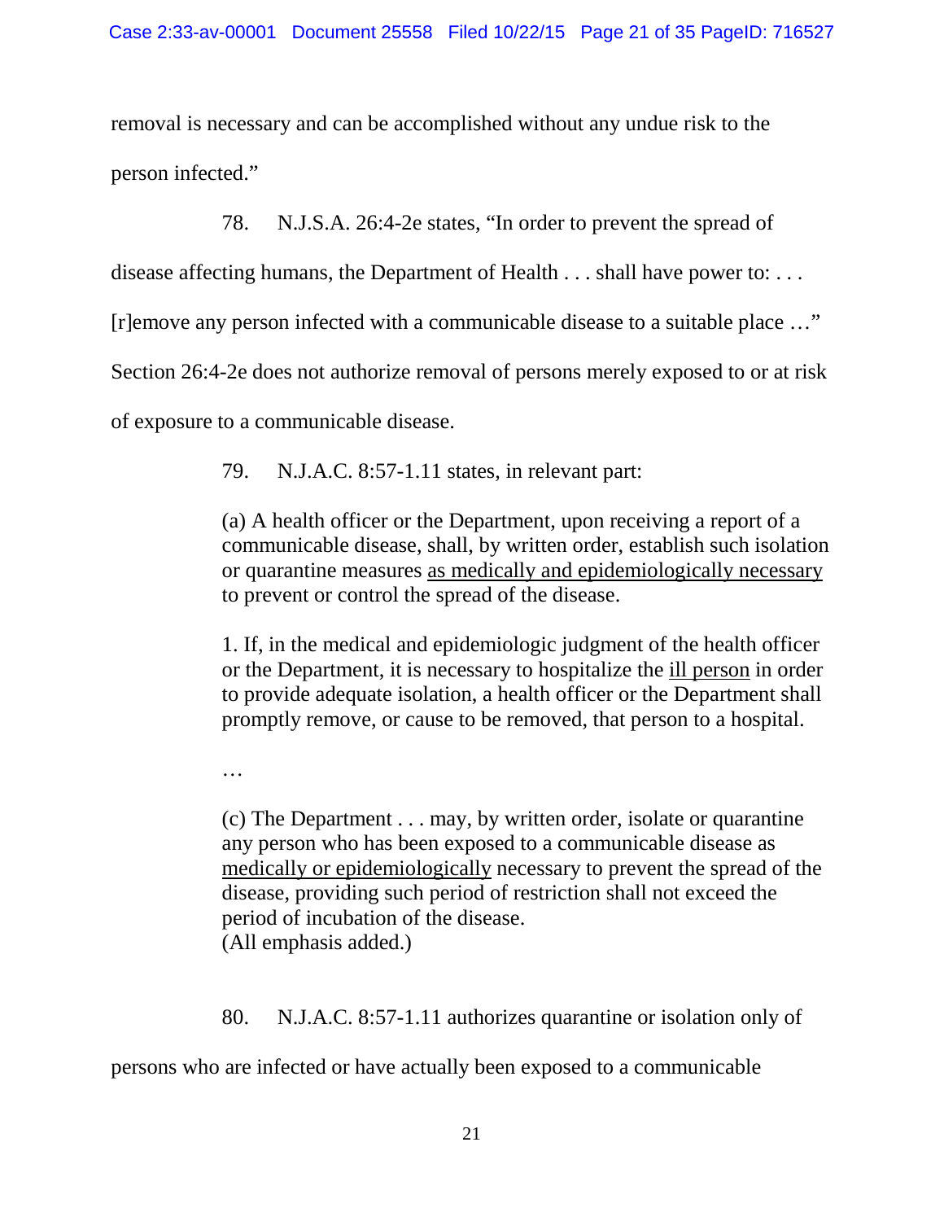removal is necessary and can be accomplished without any undue risk to the person infected."

78. N.J.S.A. 26:4-2e states, "In order to prevent the spread of disease affecting humans, the Department of Health . . . shall have power to: . . . [r]emove any person infected with a communicable disease to a suitable place …" Section 26:4-2e does not authorize removal of persons merely exposed to or at risk of exposure to a communicable disease.

79. N.J.A.C. 8:57-1.11 states, in relevant part:

> (a) A health officer or the Department, upon receiving a report of a communicable disease, shall, by written order, establish such isolation or quarantine measures <u>as medically and epidemiologically necessary</u> to prevent or control the spread of the disease.
>
> 1. If, in the medical and epidemiologic judgment of the health officer or the Department, it is necessary to hospitalize the <u>ill person</u> in order to provide adequate isolation, a health officer or the Department shall promptly remove, or cause to be removed, that person to a hospital.
>
> …
>
> (c) The Department . . . may, by written order, isolate or quarantine any person who has been exposed to a communicable disease as <u>medically or epidemiologically</u> necessary to prevent the spread of the disease, providing such period of restriction shall not exceed the period of incubation of the disease.
> (All emphasis added.)

80. N.J.A.C. 8:57-1.11 authorizes quarantine or isolation only of persons who are infected or have actually been exposed to a communicable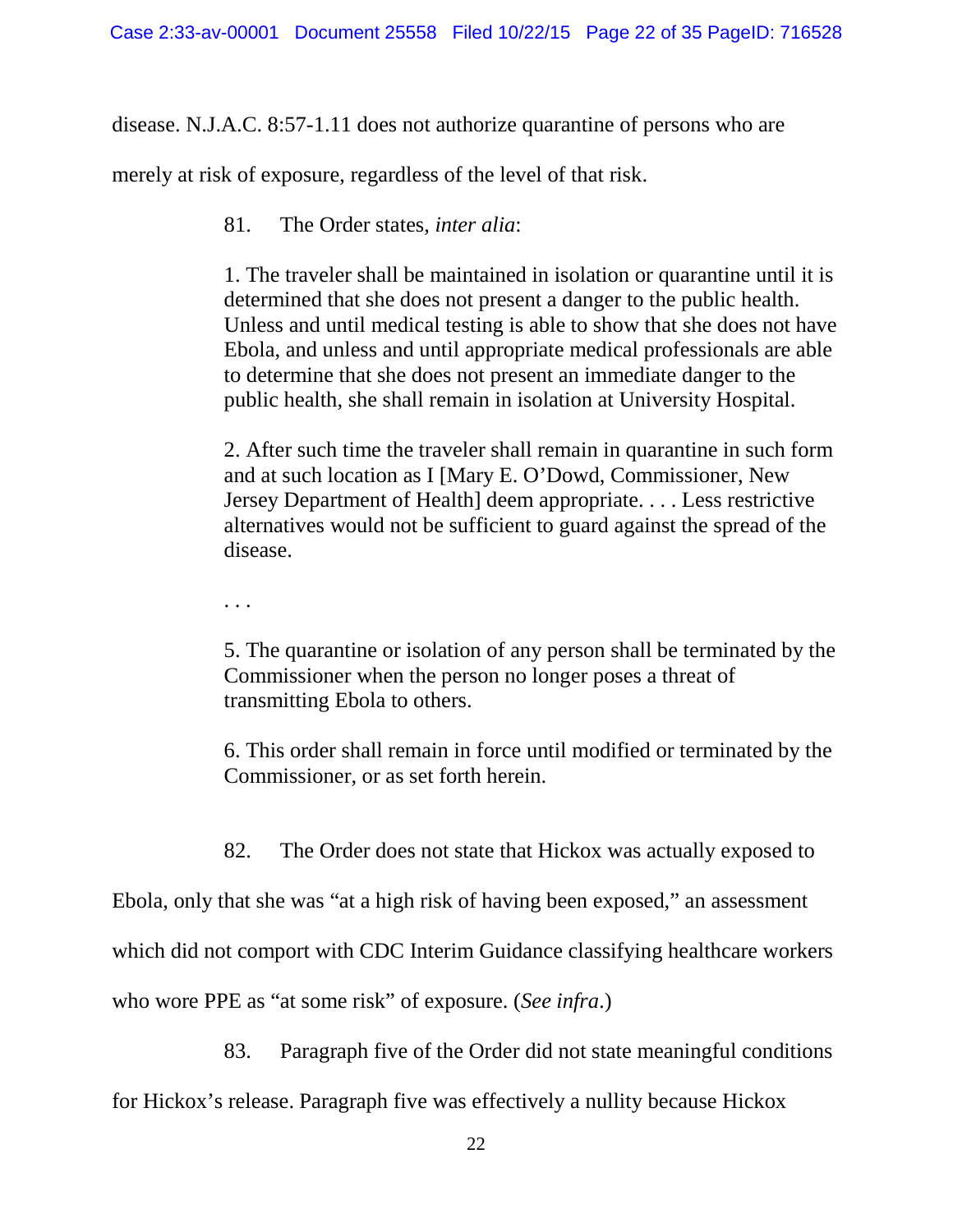disease. N.J.A.C. 8:57-1.11 does not authorize quarantine of persons who are merely at risk of exposure, regardless of the level of that risk.

81. The Order states, *inter alia*:

> 1. The traveler shall be maintained in isolation or quarantine until it is determined that she does not present a danger to the public health. Unless and until medical testing is able to show that she does not have Ebola, and unless and until appropriate medical professionals are able to determine that she does not present an immediate danger to the public health, she shall remain in isolation at University Hospital.
>
> 2. After such time the traveler shall remain in quarantine in such form and at such location as I [Mary E. O'Dowd, Commissioner, New Jersey Department of Health] deem appropriate. . . . Less restrictive alternatives would not be sufficient to guard against the spread of the disease.
>
> . . .
>
> 5. The quarantine or isolation of any person shall be terminated by the Commissioner when the person no longer poses a threat of transmitting Ebola to others.
>
> 6. This order shall remain in force until modified or terminated by the Commissioner, or as set forth herein.

82. The Order does not state that Hickox was actually exposed to Ebola, only that she was "at a high risk of having been exposed," an assessment which did not comport with CDC Interim Guidance classifying healthcare workers who wore PPE as "at some risk" of exposure. (*See infra*.)

83. Paragraph five of the Order did not state meaningful conditions for Hickox's release. Paragraph five was effectively a nullity because Hickox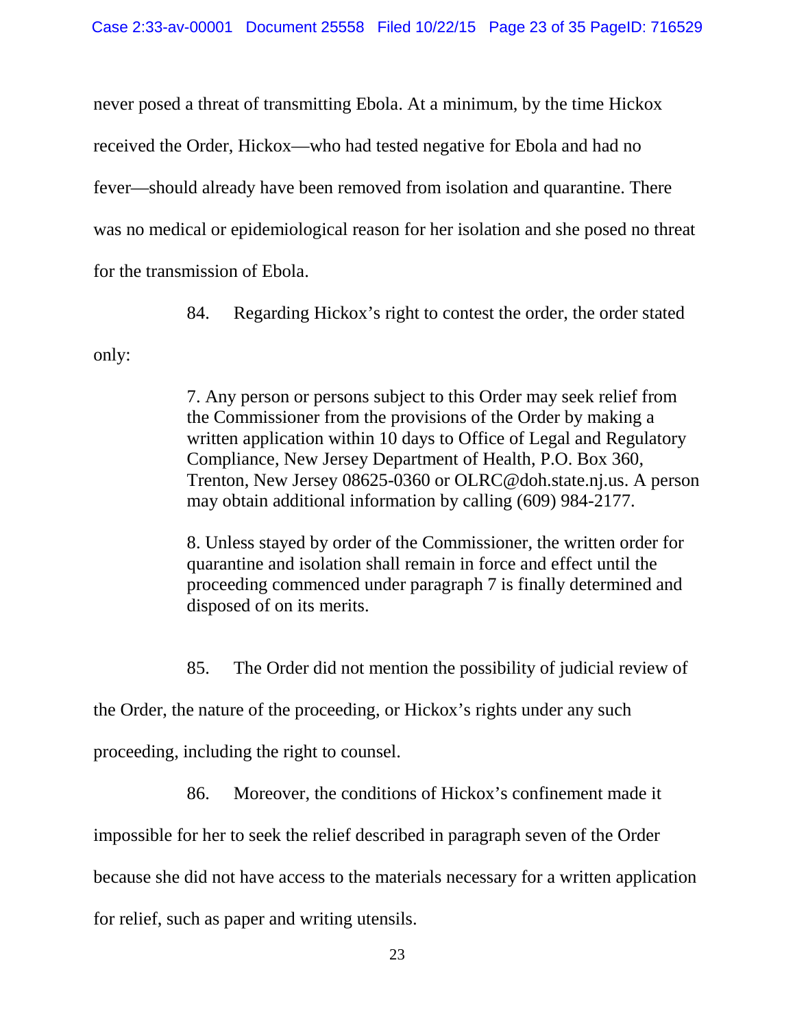never posed a threat of transmitting Ebola. At a minimum, by the time Hickox received the Order, Hickox—who had tested negative for Ebola and had no fever—should already have been removed from isolation and quarantine. There was no medical or epidemiological reason for her isolation and she posed no threat for the transmission of Ebola.

84. Regarding Hickox's right to contest the order, the order stated only:

> 7. Any person or persons subject to this Order may seek relief from the Commissioner from the provisions of the Order by making a written application within 10 days to Office of Legal and Regulatory Compliance, New Jersey Department of Health, P.O. Box 360, Trenton, New Jersey 08625-0360 or OLRC@doh.state.nj.us. A person may obtain additional information by calling (609) 984-2177.
>
> 8. Unless stayed by order of the Commissioner, the written order for quarantine and isolation shall remain in force and effect until the proceeding commenced under paragraph 7 is finally determined and disposed of on its merits.

85. The Order did not mention the possibility of judicial review of the Order, the nature of the proceeding, or Hickox's rights under any such proceeding, including the right to counsel.

86. Moreover, the conditions of Hickox's confinement made it impossible for her to seek the relief described in paragraph seven of the Order because she did not have access to the materials necessary for a written application for relief, such as paper and writing utensils.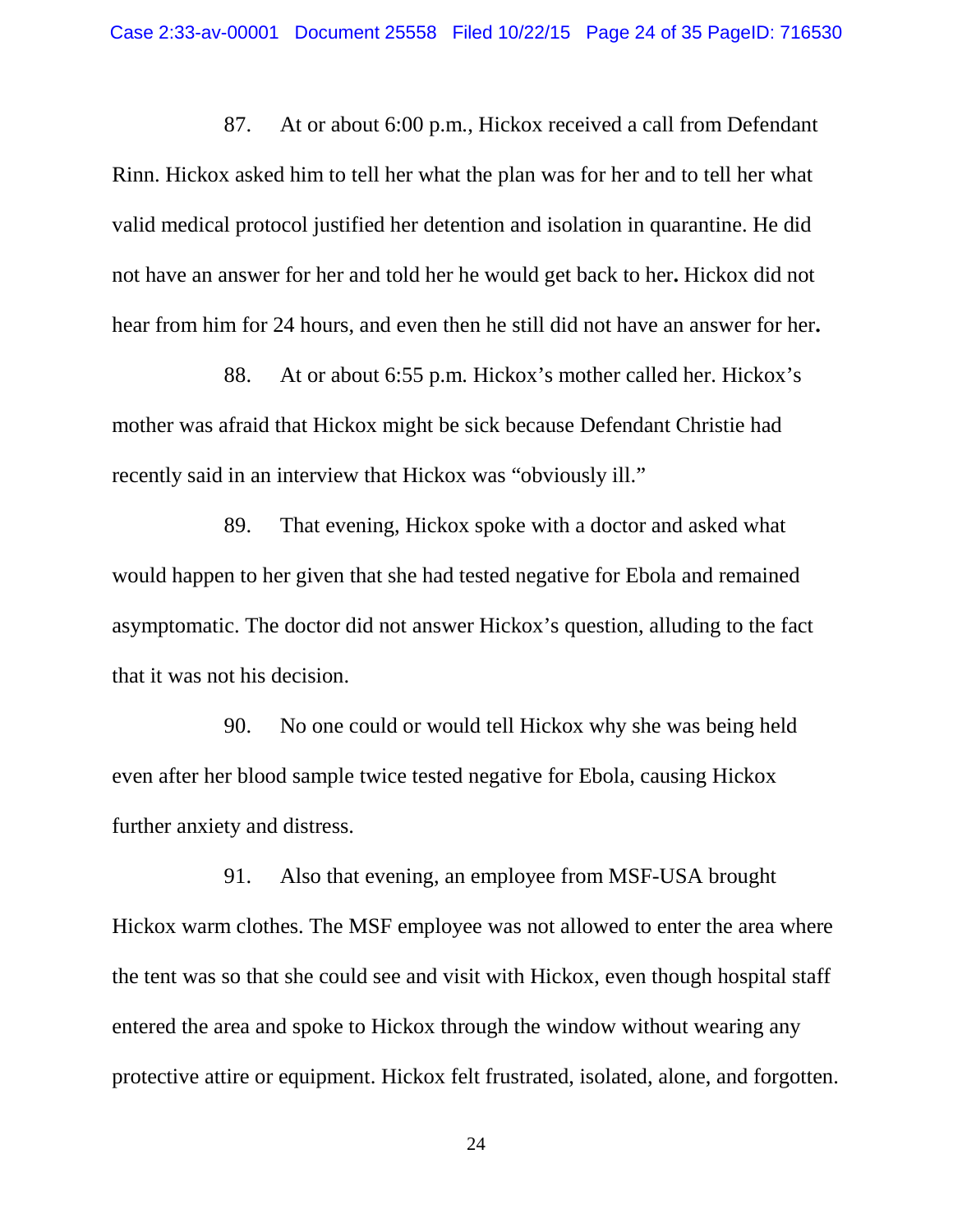87. At or about 6:00 p.m., Hickox received a call from Defendant Rinn. Hickox asked him to tell her what the plan was for her and to tell her what valid medical protocol justified her detention and isolation in quarantine. He did not have an answer for her and told her he would get back to her**.** Hickox did not hear from him for 24 hours, and even then he still did not have an answer for her**.**

88. At or about 6:55 p.m. Hickox's mother called her. Hickox's mother was afraid that Hickox might be sick because Defendant Christie had recently said in an interview that Hickox was "obviously ill."

89. That evening, Hickox spoke with a doctor and asked what would happen to her given that she had tested negative for Ebola and remained asymptomatic. The doctor did not answer Hickox's question, alluding to the fact that it was not his decision.

90. No one could or would tell Hickox why she was being held even after her blood sample twice tested negative for Ebola, causing Hickox further anxiety and distress.

91. Also that evening, an employee from MSF-USA brought Hickox warm clothes. The MSF employee was not allowed to enter the area where the tent was so that she could see and visit with Hickox, even though hospital staff entered the area and spoke to Hickox through the window without wearing any protective attire or equipment. Hickox felt frustrated, isolated, alone, and forgotten.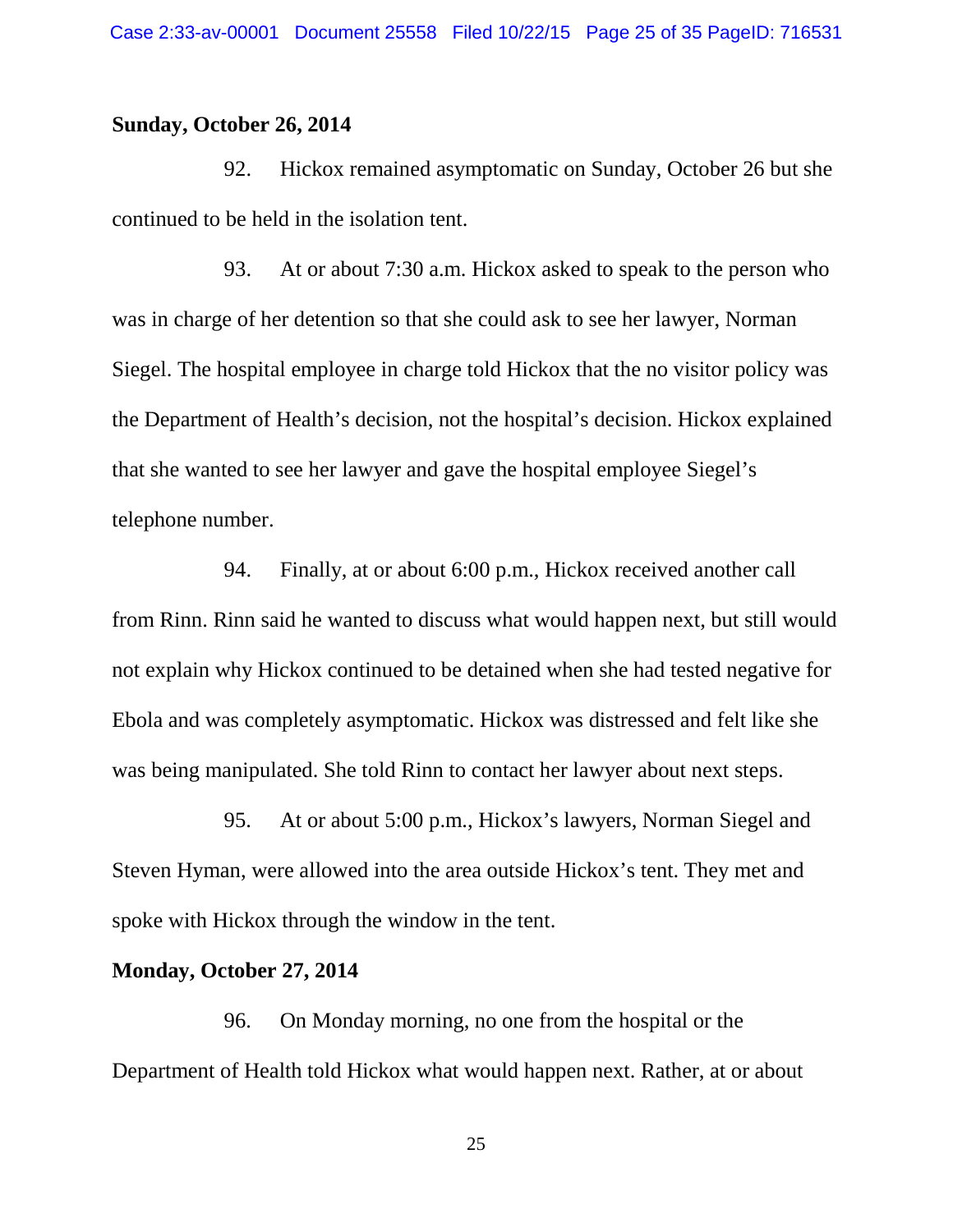**Sunday, October 26, 2014**

92. Hickox remained asymptomatic on Sunday, October 26 but she continued to be held in the isolation tent.

93. At or about 7:30 a.m. Hickox asked to speak to the person who was in charge of her detention so that she could ask to see her lawyer, Norman Siegel. The hospital employee in charge told Hickox that the no visitor policy was the Department of Health's decision, not the hospital's decision. Hickox explained that she wanted to see her lawyer and gave the hospital employee Siegel's telephone number.

94. Finally, at or about 6:00 p.m., Hickox received another call from Rinn. Rinn said he wanted to discuss what would happen next, but still would not explain why Hickox continued to be detained when she had tested negative for Ebola and was completely asymptomatic. Hickox was distressed and felt like she was being manipulated. She told Rinn to contact her lawyer about next steps.

95. At or about 5:00 p.m., Hickox's lawyers, Norman Siegel and Steven Hyman, were allowed into the area outside Hickox's tent. They met and spoke with Hickox through the window in the tent.

**Monday, October 27, 2014**

96. On Monday morning, no one from the hospital or the Department of Health told Hickox what would happen next. Rather, at or about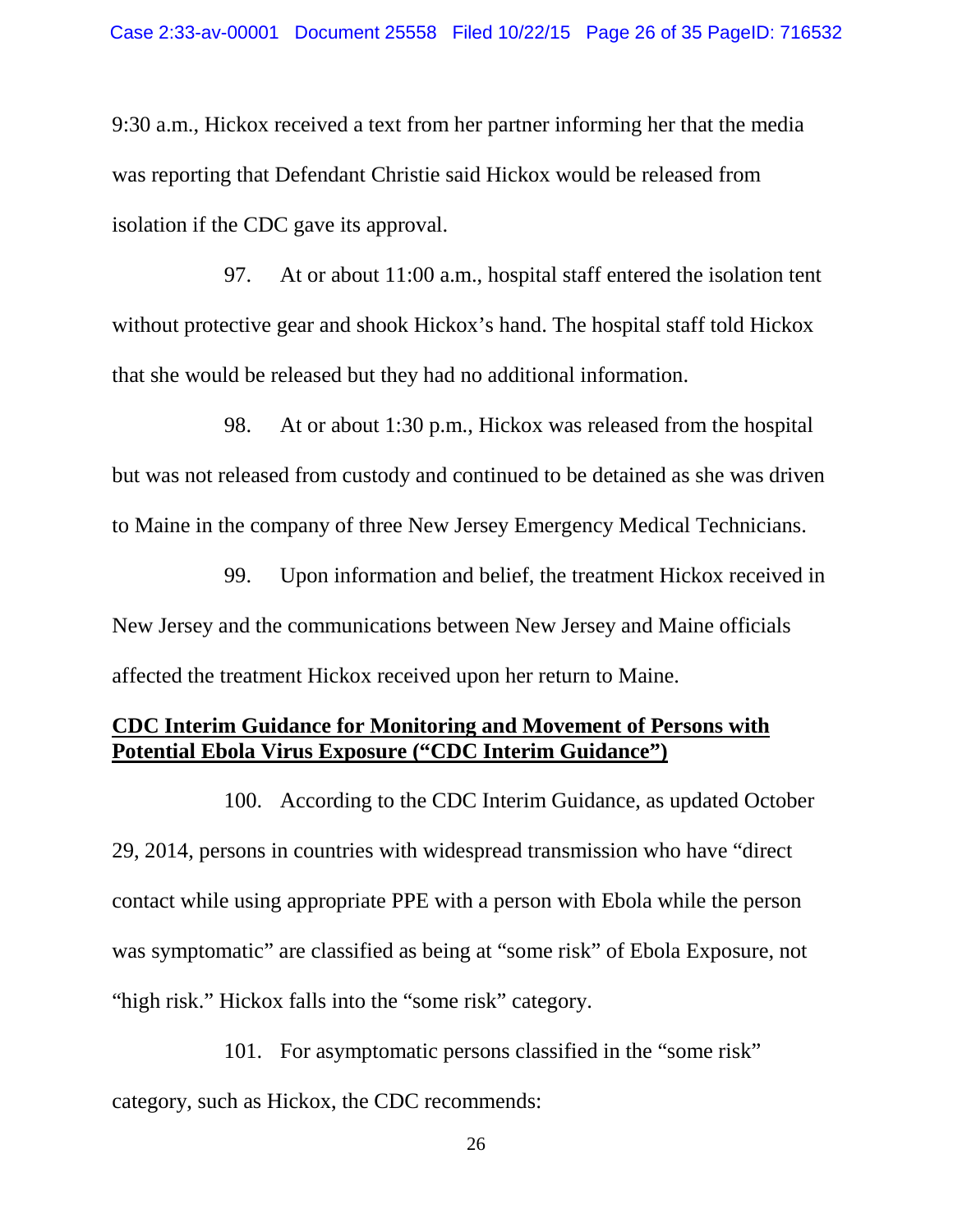9:30 a.m., Hickox received a text from her partner informing her that the media was reporting that Defendant Christie said Hickox would be released from isolation if the CDC gave its approval.

97. At or about 11:00 a.m., hospital staff entered the isolation tent without protective gear and shook Hickox's hand. The hospital staff told Hickox that she would be released but they had no additional information.

98. At or about 1:30 p.m., Hickox was released from the hospital but was not released from custody and continued to be detained as she was driven to Maine in the company of three New Jersey Emergency Medical Technicians.

99. Upon information and belief, the treatment Hickox received in New Jersey and the communications between New Jersey and Maine officials affected the treatment Hickox received upon her return to Maine.

**<u>CDC Interim Guidance for Monitoring and Movement of Persons with Potential Ebola Virus Exposure ("CDC Interim Guidance")</u>**

100. According to the CDC Interim Guidance, as updated October 29, 2014, persons in countries with widespread transmission who have "direct contact while using appropriate PPE with a person with Ebola while the person was symptomatic" are classified as being at "some risk" of Ebola Exposure, not "high risk." Hickox falls into the "some risk" category.

101. For asymptomatic persons classified in the "some risk" category, such as Hickox, the CDC recommends: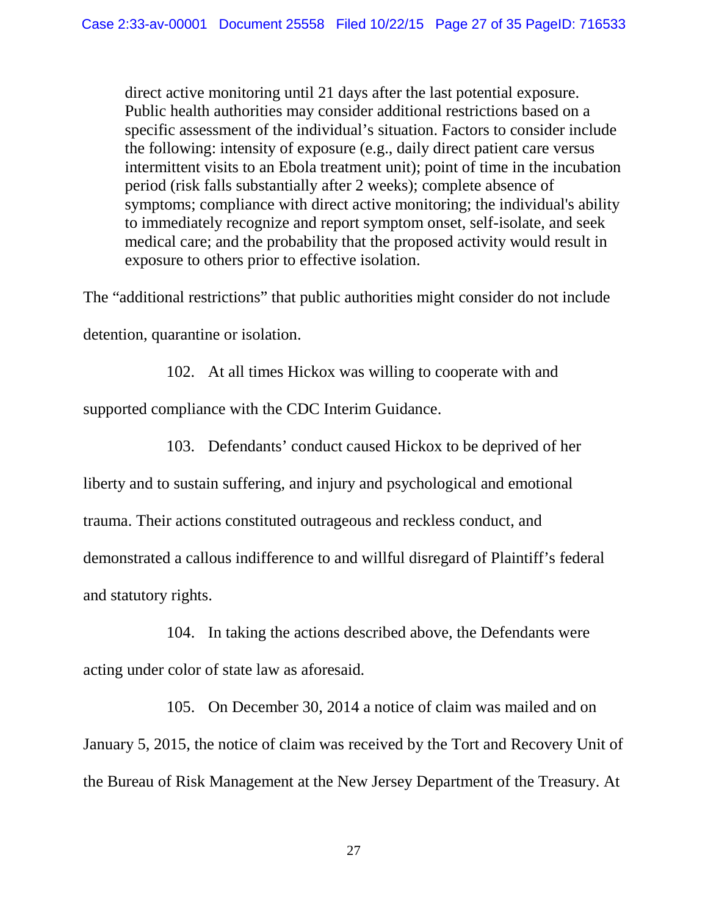> direct active monitoring until 21 days after the last potential exposure. Public health authorities may consider additional restrictions based on a specific assessment of the individual's situation. Factors to consider include the following: intensity of exposure (e.g., daily direct patient care versus intermittent visits to an Ebola treatment unit); point of time in the incubation period (risk falls substantially after 2 weeks); complete absence of symptoms; compliance with direct active monitoring; the individual's ability to immediately recognize and report symptom onset, self-isolate, and seek medical care; and the probability that the proposed activity would result in exposure to others prior to effective isolation.

The "additional restrictions" that public authorities might consider do not include detention, quarantine or isolation.

102. At all times Hickox was willing to cooperate with and supported compliance with the CDC Interim Guidance.

103. Defendants' conduct caused Hickox to be deprived of her liberty and to sustain suffering, and injury and psychological and emotional trauma. Their actions constituted outrageous and reckless conduct, and demonstrated a callous indifference to and willful disregard of Plaintiff's federal and statutory rights.

104. In taking the actions described above, the Defendants were acting under color of state law as aforesaid.

105. On December 30, 2014 a notice of claim was mailed and on January 5, 2015, the notice of claim was received by the Tort and Recovery Unit of the Bureau of Risk Management at the New Jersey Department of the Treasury. At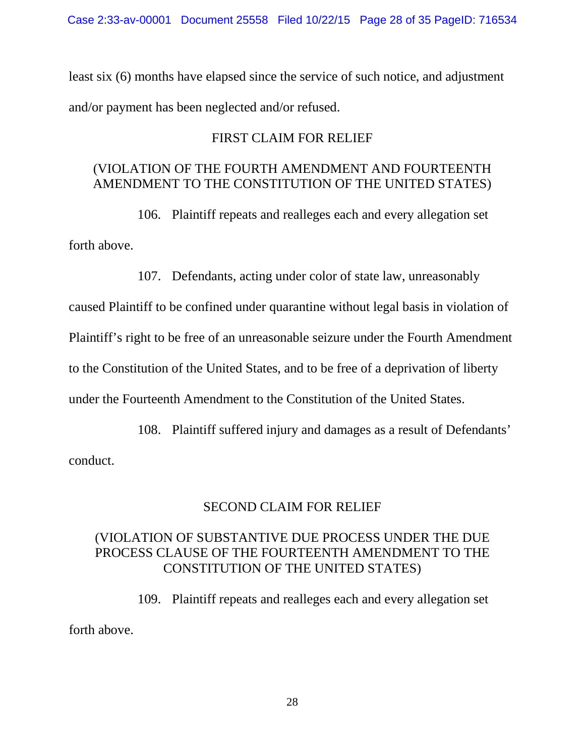least six (6) months have elapsed since the service of such notice, and adjustment and/or payment has been neglected and/or refused.

## FIRST CLAIM FOR RELIEF

### (VIOLATION OF THE FOURTH AMENDMENT AND FOURTEENTH AMENDMENT TO THE CONSTITUTION OF THE UNITED STATES)

106. Plaintiff repeats and realleges each and every allegation set forth above.

107. Defendants, acting under color of state law, unreasonably caused Plaintiff to be confined under quarantine without legal basis in violation of Plaintiff's right to be free of an unreasonable seizure under the Fourth Amendment to the Constitution of the United States, and to be free of a deprivation of liberty under the Fourteenth Amendment to the Constitution of the United States.

108. Plaintiff suffered injury and damages as a result of Defendants' conduct.

## SECOND CLAIM FOR RELIEF

### (VIOLATION OF SUBSTANTIVE DUE PROCESS UNDER THE DUE PROCESS CLAUSE OF THE FOURTEENTH AMENDMENT TO THE CONSTITUTION OF THE UNITED STATES)

109. Plaintiff repeats and realleges each and every allegation set forth above.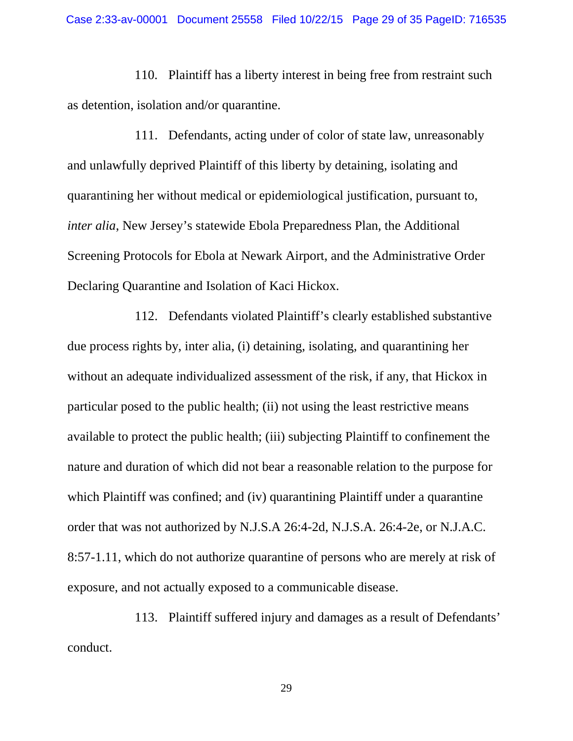110. Plaintiff has a liberty interest in being free from restraint such as detention, isolation and/or quarantine.

111. Defendants, acting under of color of state law, unreasonably and unlawfully deprived Plaintiff of this liberty by detaining, isolating and quarantining her without medical or epidemiological justification, pursuant to, *inter alia*, New Jersey's statewide Ebola Preparedness Plan, the Additional Screening Protocols for Ebola at Newark Airport, and the Administrative Order Declaring Quarantine and Isolation of Kaci Hickox.

112. Defendants violated Plaintiff's clearly established substantive due process rights by, inter alia, (i) detaining, isolating, and quarantining her without an adequate individualized assessment of the risk, if any, that Hickox in particular posed to the public health; (ii) not using the least restrictive means available to protect the public health; (iii) subjecting Plaintiff to confinement the nature and duration of which did not bear a reasonable relation to the purpose for which Plaintiff was confined; and (iv) quarantining Plaintiff under a quarantine order that was not authorized by N.J.S.A 26:4-2d, N.J.S.A. 26:4-2e, or N.J.A.C. 8:57-1.11, which do not authorize quarantine of persons who are merely at risk of exposure, and not actually exposed to a communicable disease.

113. Plaintiff suffered injury and damages as a result of Defendants' conduct.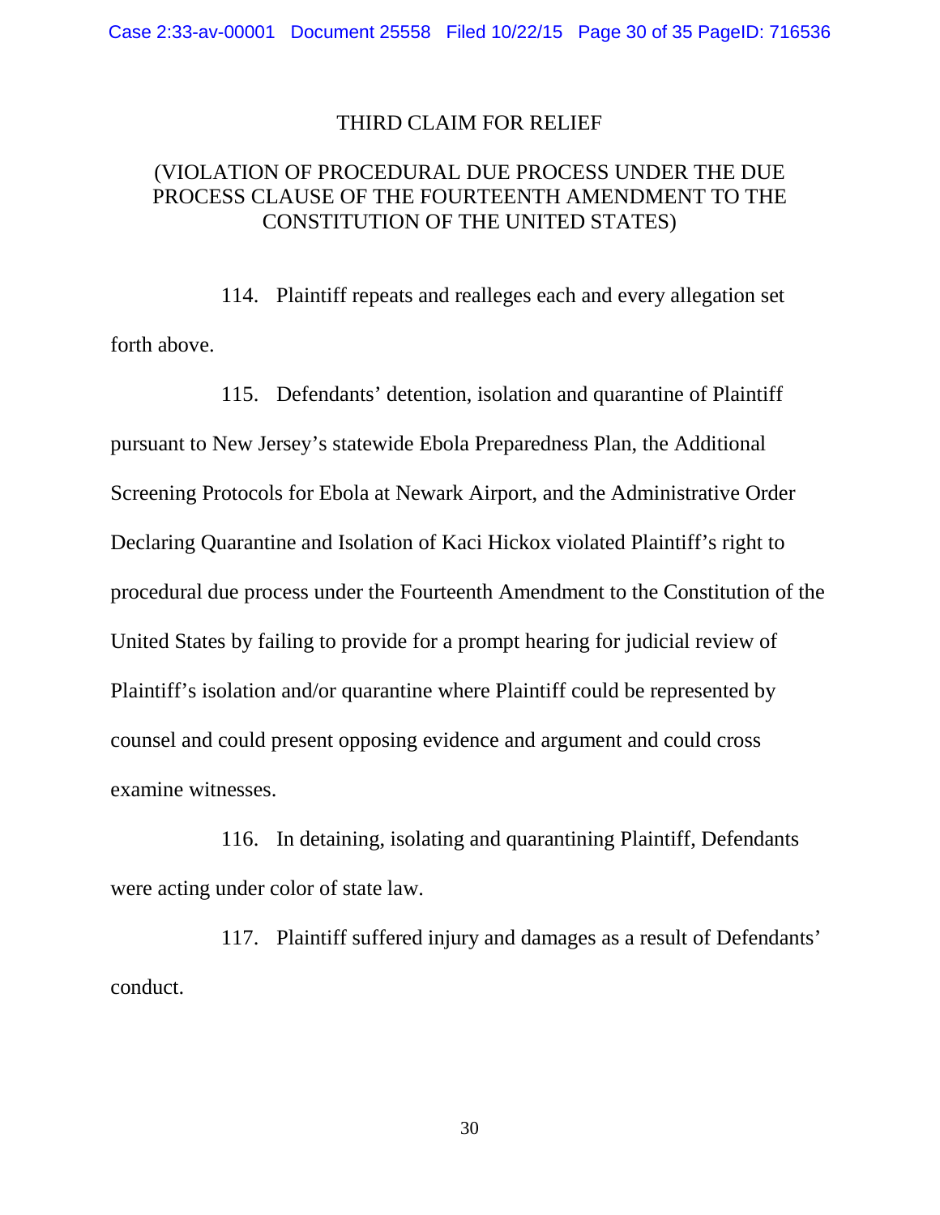## THIRD CLAIM FOR RELIEF

## (VIOLATION OF PROCEDURAL DUE PROCESS UNDER THE DUE PROCESS CLAUSE OF THE FOURTEENTH AMENDMENT TO THE CONSTITUTION OF THE UNITED STATES)

114. Plaintiff repeats and realleges each and every allegation set forth above.

115. Defendants' detention, isolation and quarantine of Plaintiff pursuant to New Jersey's statewide Ebola Preparedness Plan, the Additional Screening Protocols for Ebola at Newark Airport, and the Administrative Order Declaring Quarantine and Isolation of Kaci Hickox violated Plaintiff's right to procedural due process under the Fourteenth Amendment to the Constitution of the United States by failing to provide for a prompt hearing for judicial review of Plaintiff's isolation and/or quarantine where Plaintiff could be represented by counsel and could present opposing evidence and argument and could cross examine witnesses.

116. In detaining, isolating and quarantining Plaintiff, Defendants were acting under color of state law.

117. Plaintiff suffered injury and damages as a result of Defendants' conduct.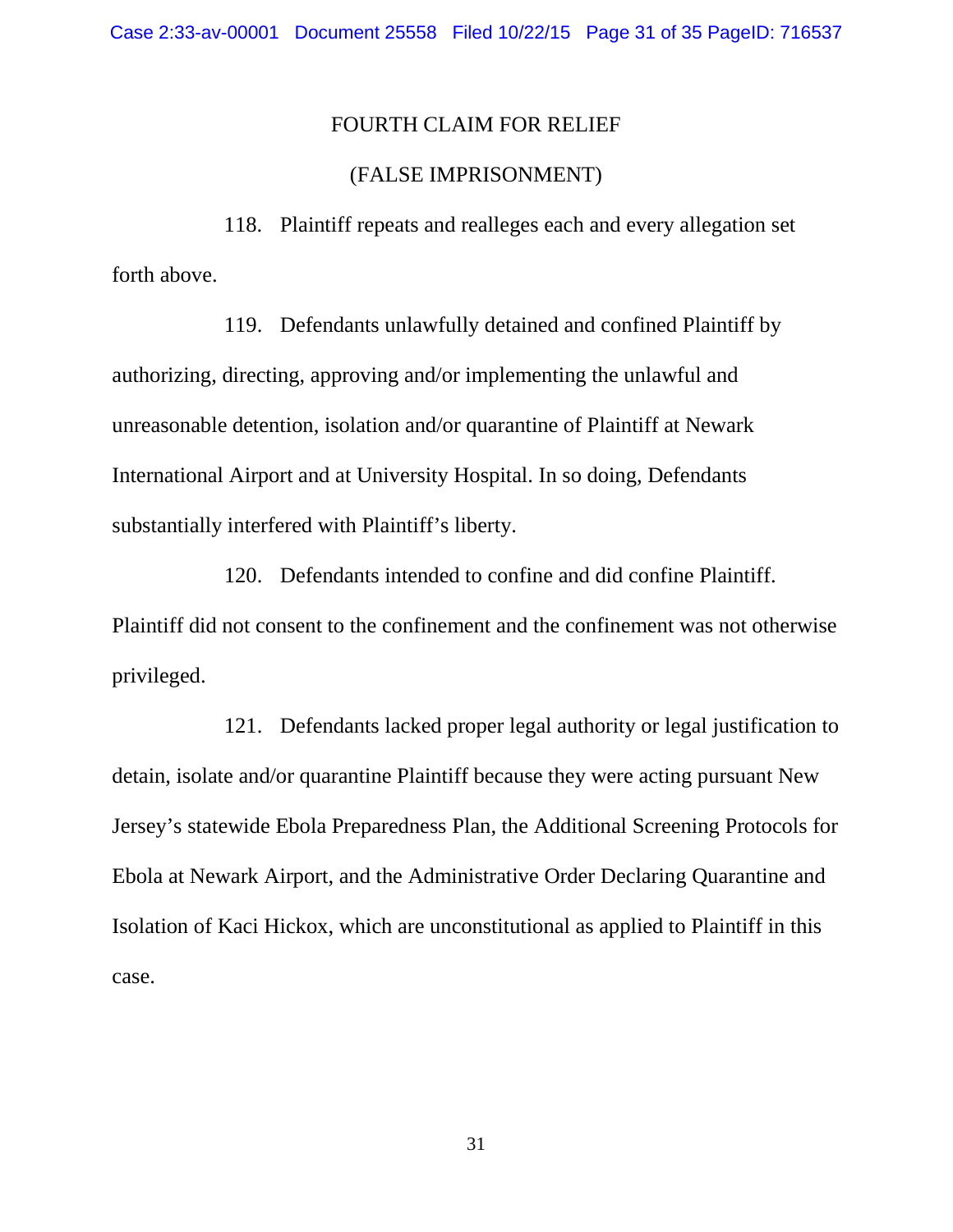FOURTH CLAIM FOR RELIEF

(FALSE IMPRISONMENT)

118. Plaintiff repeats and realleges each and every allegation set forth above.

119. Defendants unlawfully detained and confined Plaintiff by authorizing, directing, approving and/or implementing the unlawful and unreasonable detention, isolation and/or quarantine of Plaintiff at Newark International Airport and at University Hospital. In so doing, Defendants substantially interfered with Plaintiff's liberty.

120. Defendants intended to confine and did confine Plaintiff. Plaintiff did not consent to the confinement and the confinement was not otherwise privileged.

121. Defendants lacked proper legal authority or legal justification to detain, isolate and/or quarantine Plaintiff because they were acting pursuant New Jersey's statewide Ebola Preparedness Plan, the Additional Screening Protocols for Ebola at Newark Airport, and the Administrative Order Declaring Quarantine and Isolation of Kaci Hickox, which are unconstitutional as applied to Plaintiff in this case.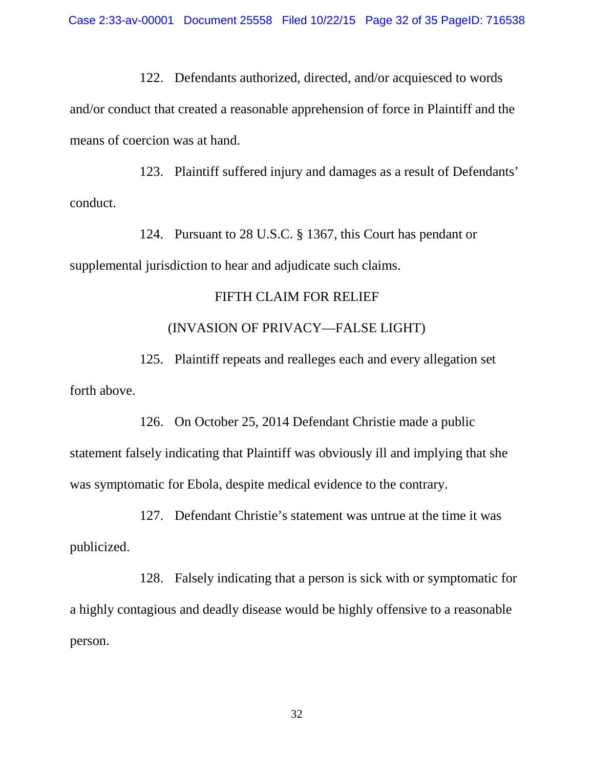122. Defendants authorized, directed, and/or acquiesced to words and/or conduct that created a reasonable apprehension of force in Plaintiff and the means of coercion was at hand.

123. Plaintiff suffered injury and damages as a result of Defendants' conduct.

124. Pursuant to 28 U.S.C. § 1367, this Court has pendant or supplemental jurisdiction to hear and adjudicate such claims.

## FIFTH CLAIM FOR RELIEF

## (INVASION OF PRIVACY—FALSE LIGHT)

125. Plaintiff repeats and realleges each and every allegation set forth above.

126. On October 25, 2014 Defendant Christie made a public statement falsely indicating that Plaintiff was obviously ill and implying that she was symptomatic for Ebola, despite medical evidence to the contrary.

127. Defendant Christie's statement was untrue at the time it was publicized.

128. Falsely indicating that a person is sick with or symptomatic for a highly contagious and deadly disease would be highly offensive to a reasonable person.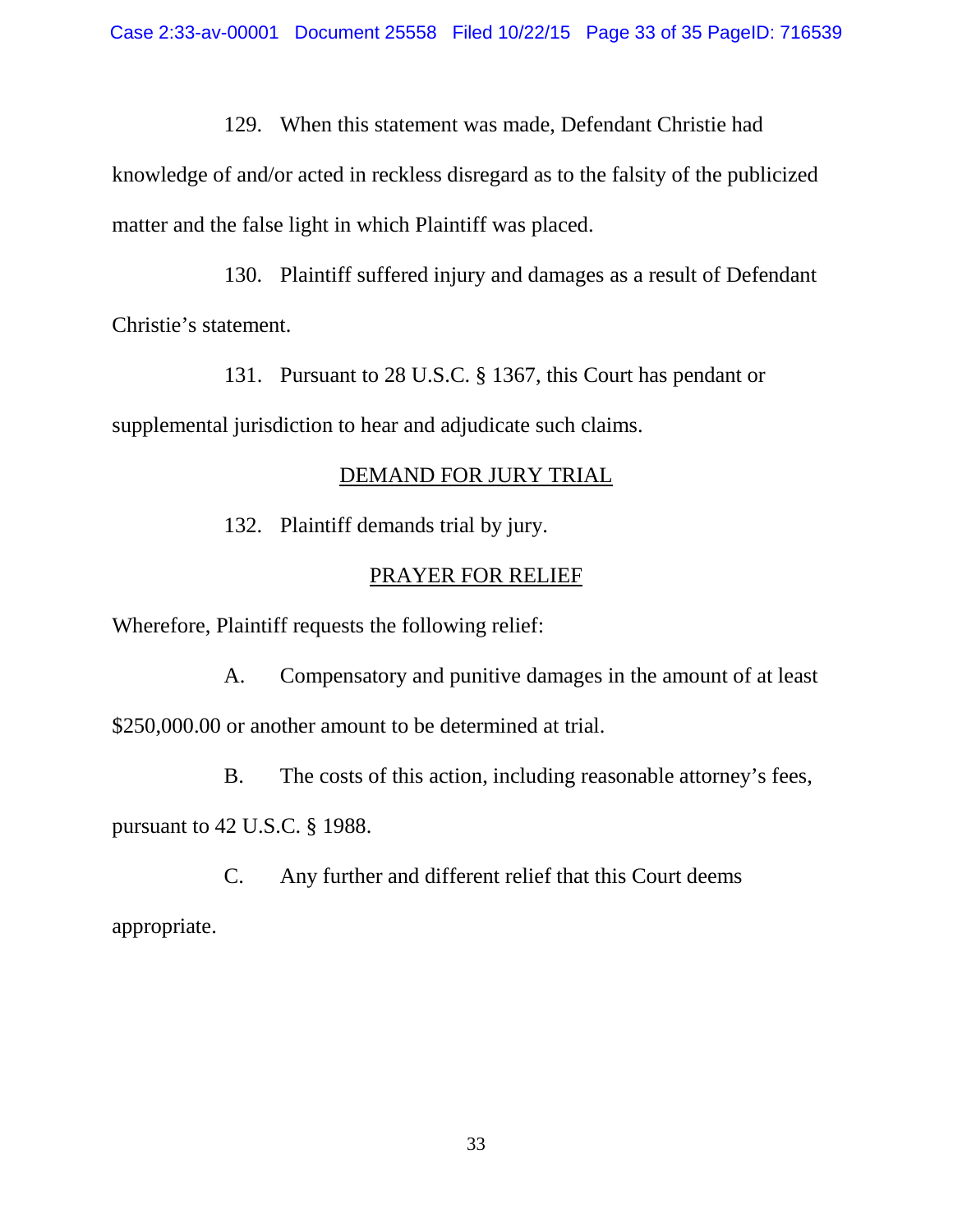129. When this statement was made, Defendant Christie had knowledge of and/or acted in reckless disregard as to the falsity of the publicized matter and the false light in which Plaintiff was placed.

130. Plaintiff suffered injury and damages as a result of Defendant Christie's statement.

131. Pursuant to 28 U.S.C. § 1367, this Court has pendant or supplemental jurisdiction to hear and adjudicate such claims.

## DEMAND FOR JURY TRIAL

132. Plaintiff demands trial by jury.

## PRAYER FOR RELIEF

Wherefore, Plaintiff requests the following relief:

A. Compensatory and punitive damages in the amount of at least $250,000.00 or another amount to be determined at trial.

B. The costs of this action, including reasonable attorney's fees, pursuant to 42 U.S.C. § 1988.

C. Any further and different relief that this Court deems appropriate.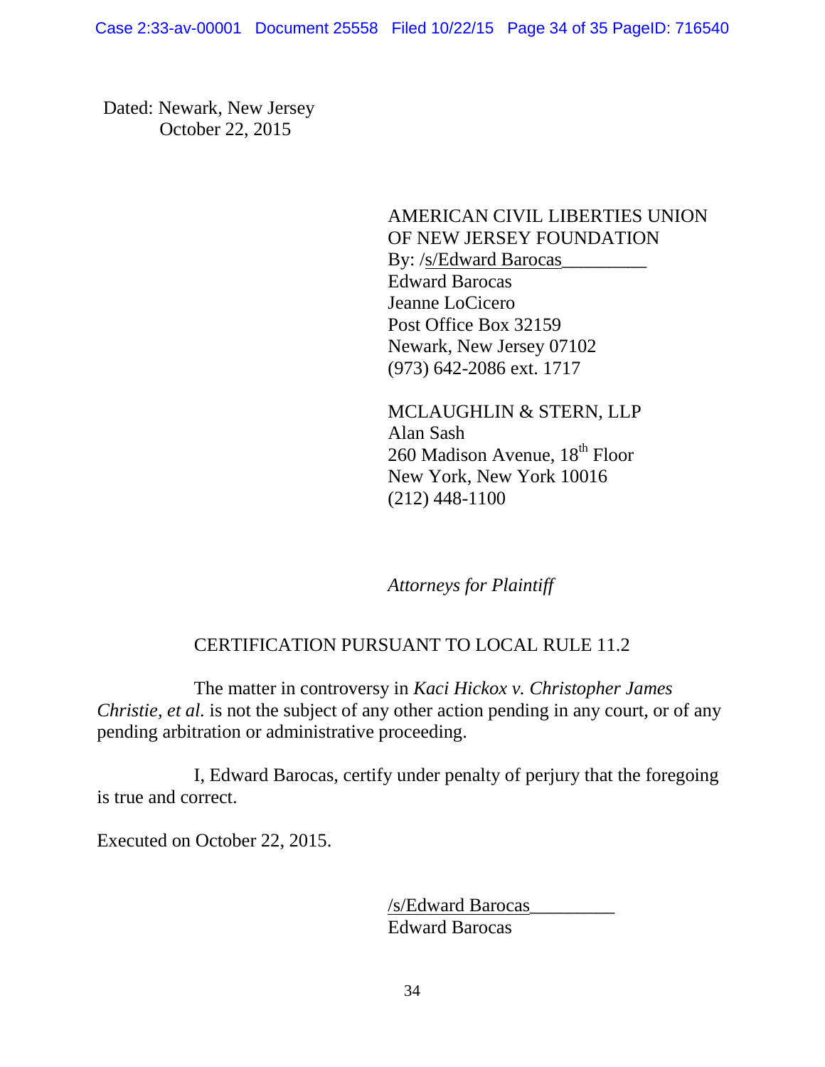Dated: Newark, New Jersey
October 22, 2015

AMERICAN CIVIL LIBERTIES UNION
OF NEW JERSEY FOUNDATION
By: /s/Edward Barocas_________
Edward Barocas
Jeanne LoCicero
Post Office Box 32159
Newark, New Jersey 07102
(973) 642-2086 ext. 1717

MCLAUGHLIN & STERN, LLP
Alan Sash
260 Madison Avenue, 18th Floor
New York, New York 10016
(212) 448-1100

*Attorneys for Plaintiff*

CERTIFICATION PURSUANT TO LOCAL RULE 11.2

The matter in controversy in *Kaci Hickox v. Christopher James Christie, et al.* is not the subject of any other action pending in any court, or of any pending arbitration or administrative proceeding.

I, Edward Barocas, certify under penalty of perjury that the foregoing is true and correct.

Executed on October 22, 2015.

/s/Edward Barocas_________
Edward Barocas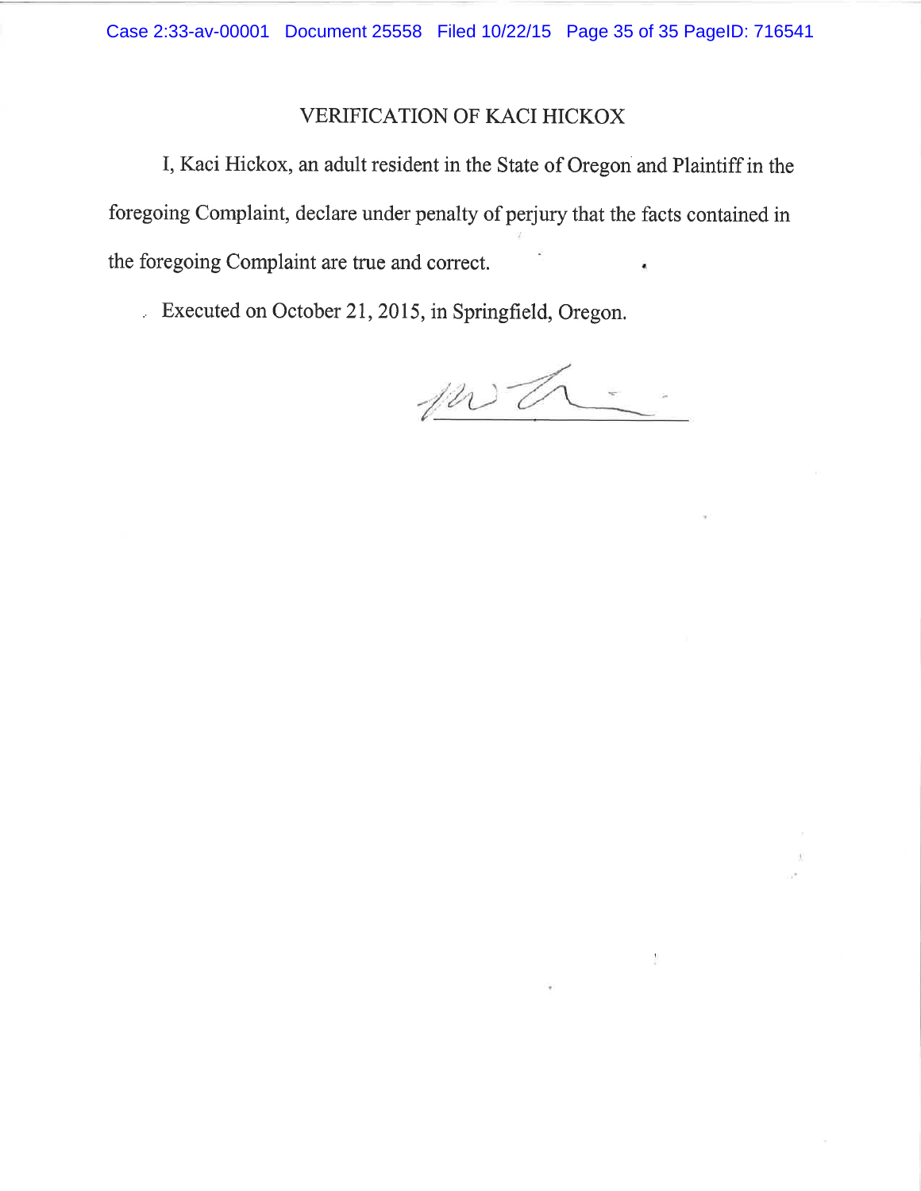## VERIFICATION OF KACI HICKOX

I, Kaci Hickox, an adult resident in the State of Oregon and Plaintiff in the foregoing Complaint, declare under penalty of perjury that the facts contained in the foregoing Complaint are true and correct.

Executed on October 21, 2015, in Springfield, Oregon.